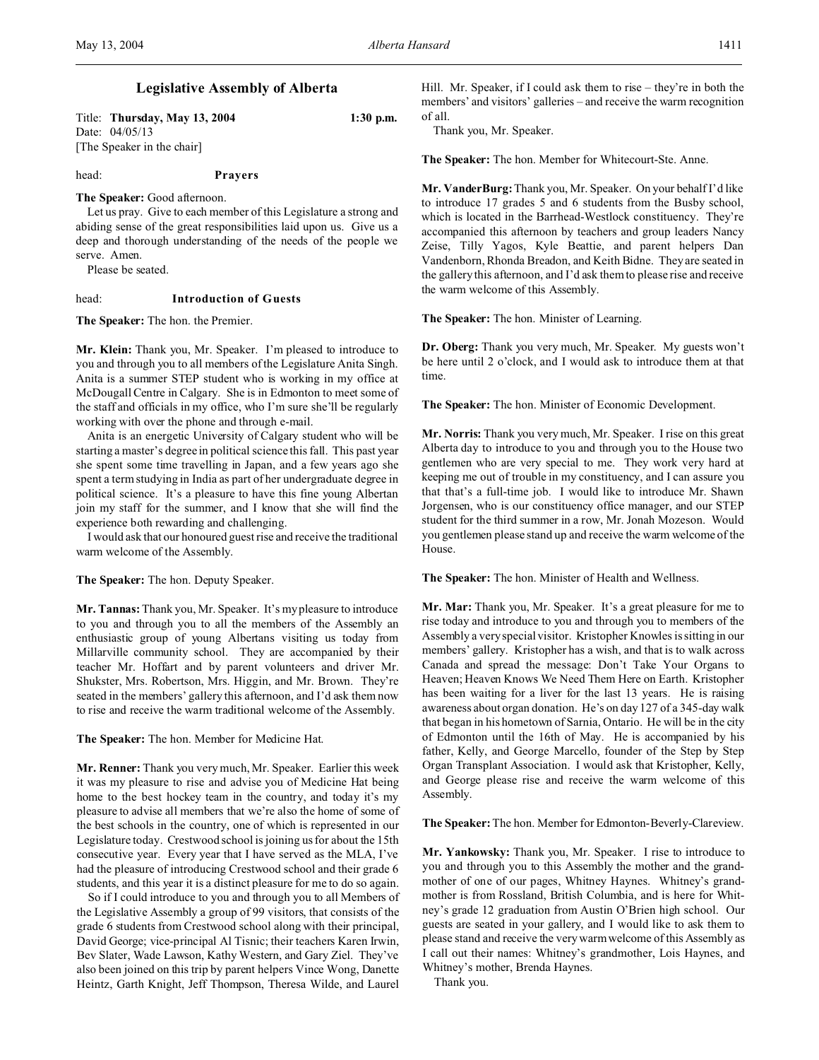# Legislative Assembly of Alberta

Title: **Thursday, May 13, 2004** **1:30 p.m.**
Date: 04/05/13
[The Speaker in the chair]

head: **Prayers**

**The Speaker:** Good afternoon.

Let us pray. Give to each member of this Legislature a strong and abiding sense of the great responsibilities laid upon us. Give us a deep and thorough understanding of the needs of the people we serve. Amen.

Please be seated.

head: **Introduction of Guests**

**The Speaker:** The hon. the Premier.

**Mr. Klein:** Thank you, Mr. Speaker. I'm pleased to introduce to you and through you to all members of the Legislature Anita Singh. Anita is a summer STEP student who is working in my office at McDougall Centre in Calgary. She is in Edmonton to meet some of the staff and officials in my office, who I'm sure she'll be regularly working with over the phone and through e-mail.

Anita is an energetic University of Calgary student who will be starting a master's degree in political science this fall. This past year she spent some time travelling in Japan, and a few years ago she spent a term studying in India as part of her undergraduate degree in political science. It's a pleasure to have this fine young Albertan join my staff for the summer, and I know that she will find the experience both rewarding and challenging.

I would ask that our honoured guest rise and receive the traditional warm welcome of the Assembly.

**The Speaker:** The hon. Deputy Speaker.

**Mr. Tannas:** Thank you, Mr. Speaker. It's my pleasure to introduce to you and through you to all the members of the Assembly an enthusiastic group of young Albertans visiting us today from Millarville community school. They are accompanied by their teacher Mr. Hoffart and by parent volunteers and driver Mr. Shukster, Mrs. Robertson, Mrs. Higgin, and Mr. Brown. They're seated in the members' gallery this afternoon, and I'd ask them now to rise and receive the warm traditional welcome of the Assembly.

**The Speaker:** The hon. Member for Medicine Hat.

**Mr. Renner:** Thank you very much, Mr. Speaker. Earlier this week it was my pleasure to rise and advise you of Medicine Hat being home to the best hockey team in the country, and today it's my pleasure to advise all members that we're also the home of some of the best schools in the country, one of which is represented in our Legislature today. Crestwood school is joining us for about the 15th consecutive year. Every year that I have served as the MLA, I've had the pleasure of introducing Crestwood school and their grade 6 students, and this year it is a distinct pleasure for me to do so again.

So if I could introduce to you and through you to all Members of the Legislative Assembly a group of 99 visitors, that consists of the grade 6 students from Crestwood school along with their principal, David George; vice-principal Al Tisnic; their teachers Karen Irwin, Bev Slater, Wade Lawson, Kathy Western, and Gary Ziel. They've also been joined on this trip by parent helpers Vince Wong, Danette Heintz, Garth Knight, Jeff Thompson, Theresa Wilde, and Laurel Hill. Mr. Speaker, if I could ask them to rise – they're in both the members' and visitors' galleries – and receive the warm recognition of all.

Thank you, Mr. Speaker.

**The Speaker:** The hon. Member for Whitecourt-Ste. Anne.

**Mr. VanderBurg:** Thank you, Mr. Speaker. On your behalf I'd like to introduce 17 grades 5 and 6 students from the Busby school, which is located in the Barrhead-Westlock constituency. They're accompanied this afternoon by teachers and group leaders Nancy Zeise, Tilly Yagos, Kyle Beattie, and parent helpers Dan Vandenborn, Rhonda Breadon, and Keith Bidne. They are seated in the gallery this afternoon, and I'd ask them to please rise and receive the warm welcome of this Assembly.

**The Speaker:** The hon. Minister of Learning.

**Dr. Oberg:** Thank you very much, Mr. Speaker. My guests won't be here until 2 o'clock, and I would ask to introduce them at that time.

**The Speaker:** The hon. Minister of Economic Development.

**Mr. Norris:** Thank you very much, Mr. Speaker. I rise on this great Alberta day to introduce to you and through you to the House two gentlemen who are very special to me. They work very hard at keeping me out of trouble in my constituency, and I can assure you that that's a full-time job. I would like to introduce Mr. Shawn Jorgensen, who is our constituency office manager, and our STEP student for the third summer in a row, Mr. Jonah Mozeson. Would you gentlemen please stand up and receive the warm welcome of the House.

**The Speaker:** The hon. Minister of Health and Wellness.

**Mr. Mar:** Thank you, Mr. Speaker. It's a great pleasure for me to rise today and introduce to you and through you to members of the Assembly a very special visitor. Kristopher Knowles is sitting in our members' gallery. Kristopher has a wish, and that is to walk across Canada and spread the message: Don't Take Your Organs to Heaven; Heaven Knows We Need Them Here on Earth. Kristopher has been waiting for a liver for the last 13 years. He is raising awareness about organ donation. He's on day 127 of a 345-day walk that began in his hometown of Sarnia, Ontario. He will be in the city of Edmonton until the 16th of May. He is accompanied by his father, Kelly, and George Marcello, founder of the Step by Step Organ Transplant Association. I would ask that Kristopher, Kelly, and George please rise and receive the warm welcome of this Assembly.

**The Speaker:** The hon. Member for Edmonton-Beverly-Clareview.

**Mr. Yankowsky:** Thank you, Mr. Speaker. I rise to introduce to you and through you to this Assembly the mother and the grandmother of one of our pages, Whitney Haynes. Whitney's grandmother is from Rossland, British Columbia, and is here for Whitney's grade 12 graduation from Austin O'Brien high school. Our guests are seated in your gallery, and I would like to ask them to please stand and receive the very warm welcome of this Assembly as I call out their names: Whitney's grandmother, Lois Haynes, and Whitney's mother, Brenda Haynes.

Thank you.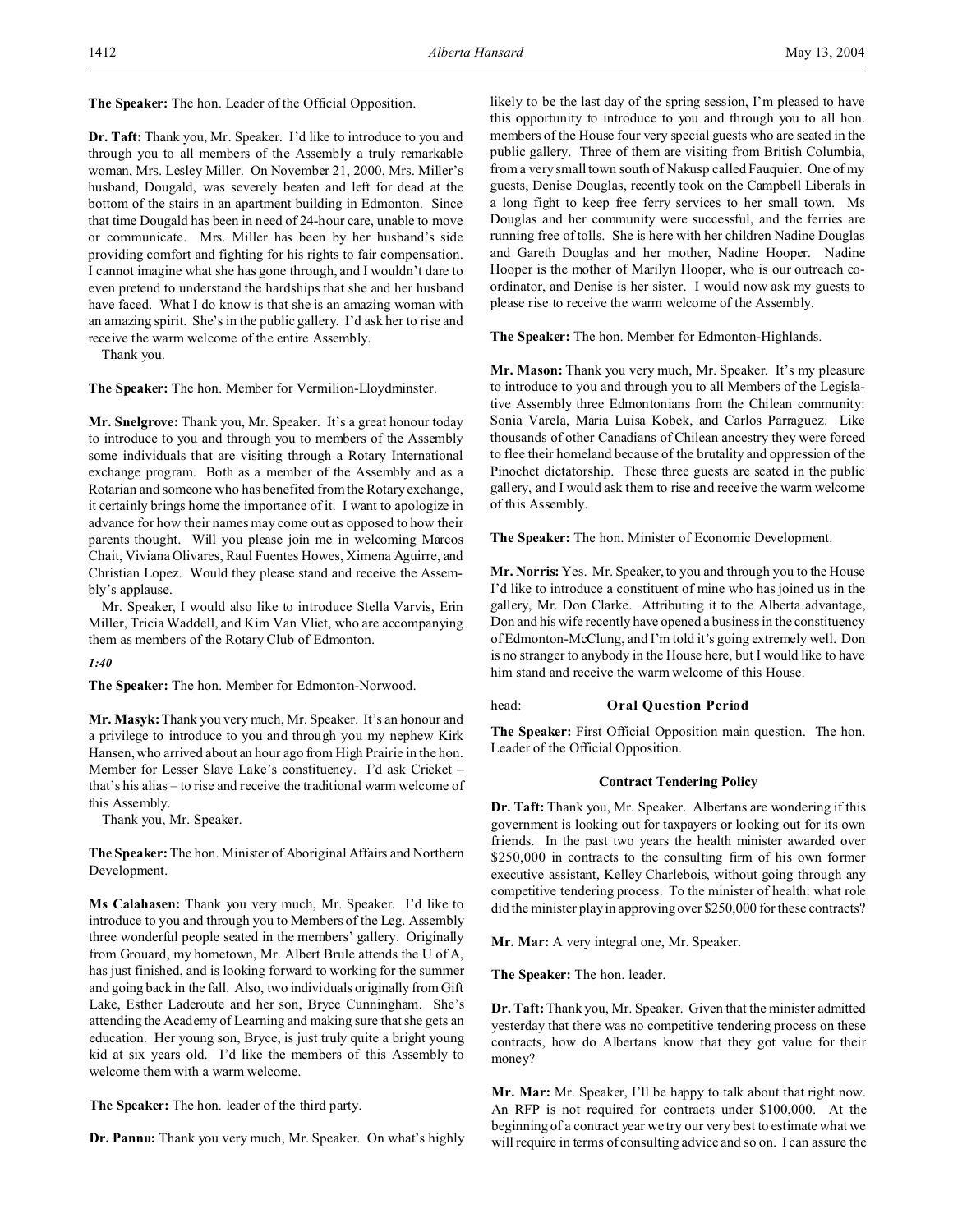**The Speaker:** The hon. Leader of the Official Opposition.

**Dr. Taft:** Thank you, Mr. Speaker. I'd like to introduce to you and through you to all members of the Assembly a truly remarkable woman, Mrs. Lesley Miller. On November 21, 2000, Mrs. Miller's husband, Dougald, was severely beaten and left for dead at the bottom of the stairs in an apartment building in Edmonton. Since that time Dougald has been in need of 24-hour care, unable to move or communicate. Mrs. Miller has been by her husband's side providing comfort and fighting for his rights to fair compensation. I cannot imagine what she has gone through, and I wouldn't dare to even pretend to understand the hardships that she and her husband have faced. What I do know is that she is an amazing woman with an amazing spirit. She's in the public gallery. I'd ask her to rise and receive the warm welcome of the entire Assembly.

Thank you.

**The Speaker:** The hon. Member for Vermilion-Lloydminster.

**Mr. Snelgrove:** Thank you, Mr. Speaker. It's a great honour today to introduce to you and through you to members of the Assembly some individuals that are visiting through a Rotary International exchange program. Both as a member of the Assembly and as a Rotarian and someone who has benefited from the Rotary exchange, it certainly brings home the importance of it. I want to apologize in advance for how their names may come out as opposed to how their parents thought. Will you please join me in welcoming Marcos Chait, Viviana Olivares, Raul Fuentes Howes, Ximena Aguirre, and Christian Lopez. Would they please stand and receive the Assembly's applause.

Mr. Speaker, I would also like to introduce Stella Varvis, Erin Miller, Tricia Waddell, and Kim Van Vliet, who are accompanying them as members of the Rotary Club of Edmonton.

*1:40*

**The Speaker:** The hon. Member for Edmonton-Norwood.

**Mr. Masyk:** Thank you very much, Mr. Speaker. It's an honour and a privilege to introduce to you and through you my nephew Kirk Hansen, who arrived about an hour ago from High Prairie in the hon. Member for Lesser Slave Lake's constituency. I'd ask Cricket – that's his alias – to rise and receive the traditional warm welcome of this Assembly.

Thank you, Mr. Speaker.

**The Speaker:** The hon. Minister of Aboriginal Affairs and Northern Development.

**Ms Calahasen:** Thank you very much, Mr. Speaker. I'd like to introduce to you and through you to Members of the Leg. Assembly three wonderful people seated in the members' gallery. Originally from Grouard, my hometown, Mr. Albert Brule attends the U of A, has just finished, and is looking forward to working for the summer and going back in the fall. Also, two individuals originally from Gift Lake, Esther Laderoute and her son, Bryce Cunningham. She's attending the Academy of Learning and making sure that she gets an education. Her young son, Bryce, is just truly quite a bright young kid at six years old. I'd like the members of this Assembly to welcome them with a warm welcome.

**The Speaker:** The hon. leader of the third party.

**Dr. Pannu:** Thank you very much, Mr. Speaker. On what's highly likely to be the last day of the spring session, I'm pleased to have this opportunity to introduce to you and through you to all hon. members of the House four very special guests who are seated in the public gallery. Three of them are visiting from British Columbia, from a very small town south of Nakusp called Fauquier. One of my guests, Denise Douglas, recently took on the Campbell Liberals in a long fight to keep free ferry services to her small town. Ms Douglas and her community were successful, and the ferries are running free of tolls. She is here with her children Nadine Douglas and Gareth Douglas and her mother, Nadine Hooper. Nadine Hooper is the mother of Marilyn Hooper, who is our outreach co-ordinator, and Denise is her sister. I would now ask my guests to please rise to receive the warm welcome of the Assembly.

**The Speaker:** The hon. Member for Edmonton-Highlands.

**Mr. Mason:** Thank you very much, Mr. Speaker. It's my pleasure to introduce to you and through you to all Members of the Legislative Assembly three Edmontonians from the Chilean community: Sonia Varela, Maria Luisa Kobek, and Carlos Parraguez. Like thousands of other Canadians of Chilean ancestry they were forced to flee their homeland because of the brutality and oppression of the Pinochet dictatorship. These three guests are seated in the public gallery, and I would ask them to rise and receive the warm welcome of this Assembly.

**The Speaker:** The hon. Minister of Economic Development.

**Mr. Norris:** Yes. Mr. Speaker, to you and through you to the House I'd like to introduce a constituent of mine who has joined us in the gallery, Mr. Don Clarke. Attributing it to the Alberta advantage, Don and his wife recently have opened a business in the constituency of Edmonton-McClung, and I'm told it's going extremely well. Don is no stranger to anybody in the House here, but I would like to have him stand and receive the warm welcome of this House.

head: **Oral Question Period**

**The Speaker:** First Official Opposition main question. The hon. Leader of the Official Opposition.

### Contract Tendering Policy

**Dr. Taft:** Thank you, Mr. Speaker. Albertans are wondering if this government is looking out for taxpayers or looking out for its own friends. In the past two years the health minister awarded over $250,000 in contracts to the consulting firm of his own former executive assistant, Kelley Charlebois, without going through any competitive tendering process. To the minister of health: what role did the minister play in approving over $250,000 for these contracts?

**Mr. Mar:** A very integral one, Mr. Speaker.

**The Speaker:** The hon. leader.

**Dr. Taft:** Thank you, Mr. Speaker. Given that the minister admitted yesterday that there was no competitive tendering process on these contracts, how do Albertans know that they got value for their money?

**Mr. Mar:** Mr. Speaker, I'll be happy to talk about that right now. An RFP is not required for contracts under $100,000. At the beginning of a contract year we try our very best to estimate what we will require in terms of consulting advice and so on. I can assure the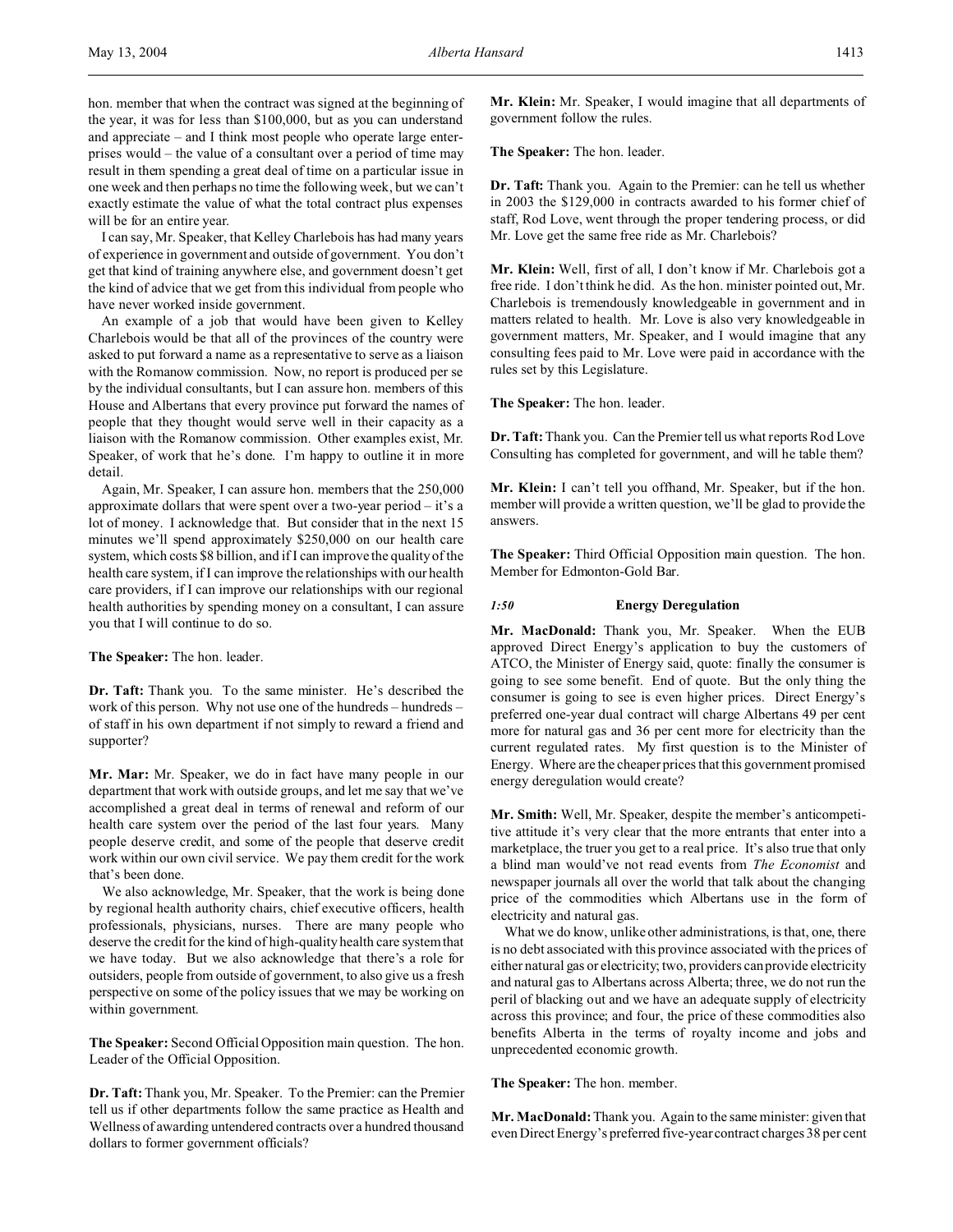hon. member that when the contract was signed at the beginning of the year, it was for less than $100,000, but as you can understand and appreciate – and I think most people who operate large enterprises would – the value of a consultant over a period of time may result in them spending a great deal of time on a particular issue in one week and then perhaps no time the following week, but we can't exactly estimate the value of what the total contract plus expenses will be for an entire year.

I can say, Mr. Speaker, that Kelley Charlebois has had many years of experience in government and outside of government. You don't get that kind of training anywhere else, and government doesn't get the kind of advice that we get from this individual from people who have never worked inside government.

An example of a job that would have been given to Kelley Charlebois would be that all of the provinces of the country were asked to put forward a name as a representative to serve as a liaison with the Romanow commission. Now, no report is produced per se by the individual consultants, but I can assure hon. members of this House and Albertans that every province put forward the names of people that they thought would serve well in their capacity as a liaison with the Romanow commission. Other examples exist, Mr. Speaker, of work that he's done. I'm happy to outline it in more detail.

Again, Mr. Speaker, I can assure hon. members that the 250,000 approximate dollars that were spent over a two-year period – it's a lot of money. I acknowledge that. But consider that in the next 15 minutes we'll spend approximately $250,000 on our health care system, which costs $8 billion, and if I can improve the quality of the health care system, if I can improve the relationships with our health care providers, if I can improve our relationships with our regional health authorities by spending money on a consultant, I can assure you that I will continue to do so.

**The Speaker:** The hon. leader.

**Dr. Taft:** Thank you. To the same minister. He's described the work of this person. Why not use one of the hundreds – hundreds – of staff in his own department if not simply to reward a friend and supporter?

**Mr. Mar:** Mr. Speaker, we do in fact have many people in our department that work with outside groups, and let me say that we've accomplished a great deal in terms of renewal and reform of our health care system over the period of the last four years. Many people deserve credit, and some of the people that deserve credit work within our own civil service. We pay them credit for the work that's been done.

We also acknowledge, Mr. Speaker, that the work is being done by regional health authority chairs, chief executive officers, health professionals, physicians, nurses. There are many people who deserve the credit for the kind of high-quality health care system that we have today. But we also acknowledge that there's a role for outsiders, people from outside of government, to also give us a fresh perspective on some of the policy issues that we may be working on within government.

**The Speaker:** Second Official Opposition main question. The hon. Leader of the Official Opposition.

**Dr. Taft:** Thank you, Mr. Speaker. To the Premier: can the Premier tell us if other departments follow the same practice as Health and Wellness of awarding untendered contracts over a hundred thousand dollars to former government officials?

**Mr. Klein:** Mr. Speaker, I would imagine that all departments of government follow the rules.

**The Speaker:** The hon. leader.

**Dr. Taft:** Thank you. Again to the Premier: can he tell us whether in 2003 the $129,000 in contracts awarded to his former chief of staff, Rod Love, went through the proper tendering process, or did Mr. Love get the same free ride as Mr. Charlebois?

**Mr. Klein:** Well, first of all, I don't know if Mr. Charlebois got a free ride. I don't think he did. As the hon. minister pointed out, Mr. Charlebois is tremendously knowledgeable in government and in matters related to health. Mr. Love is also very knowledgeable in government matters, Mr. Speaker, and I would imagine that any consulting fees paid to Mr. Love were paid in accordance with the rules set by this Legislature.

**The Speaker:** The hon. leader.

**Dr. Taft:** Thank you. Can the Premier tell us what reports Rod Love Consulting has completed for government, and will he table them?

**Mr. Klein:** I can't tell you offhand, Mr. Speaker, but if the hon. member will provide a written question, we'll be glad to provide the answers.

**The Speaker:** Third Official Opposition main question. The hon. Member for Edmonton-Gold Bar.

### *1:50* Energy Deregulation

**Mr. MacDonald:** Thank you, Mr. Speaker. When the EUB approved Direct Energy's application to buy the customers of ATCO, the Minister of Energy said, quote: finally the consumer is going to see some benefit. End of quote. But the only thing the consumer is going to see is even higher prices. Direct Energy's preferred one-year dual contract will charge Albertans 49 per cent more for natural gas and 36 per cent more for electricity than the current regulated rates. My first question is to the Minister of Energy. Where are the cheaper prices that this government promised energy deregulation would create?

**Mr. Smith:** Well, Mr. Speaker, despite the member's anticompetitive attitude it's very clear that the more entrants that enter into a marketplace, the truer you get to a real price. It's also true that only a blind man would've not read events from *The Economist* and newspaper journals all over the world that talk about the changing price of the commodities which Albertans use in the form of electricity and natural gas.

What we do know, unlike other administrations, is that, one, there is no debt associated with this province associated with the prices of either natural gas or electricity; two, providers can provide electricity and natural gas to Albertans across Alberta; three, we do not run the peril of blacking out and we have an adequate supply of electricity across this province; and four, the price of these commodities also benefits Alberta in the terms of royalty income and jobs and unprecedented economic growth.

**The Speaker:** The hon. member.

**Mr. MacDonald:** Thank you. Again to the same minister: given that even Direct Energy's preferred five-year contract charges 38 per cent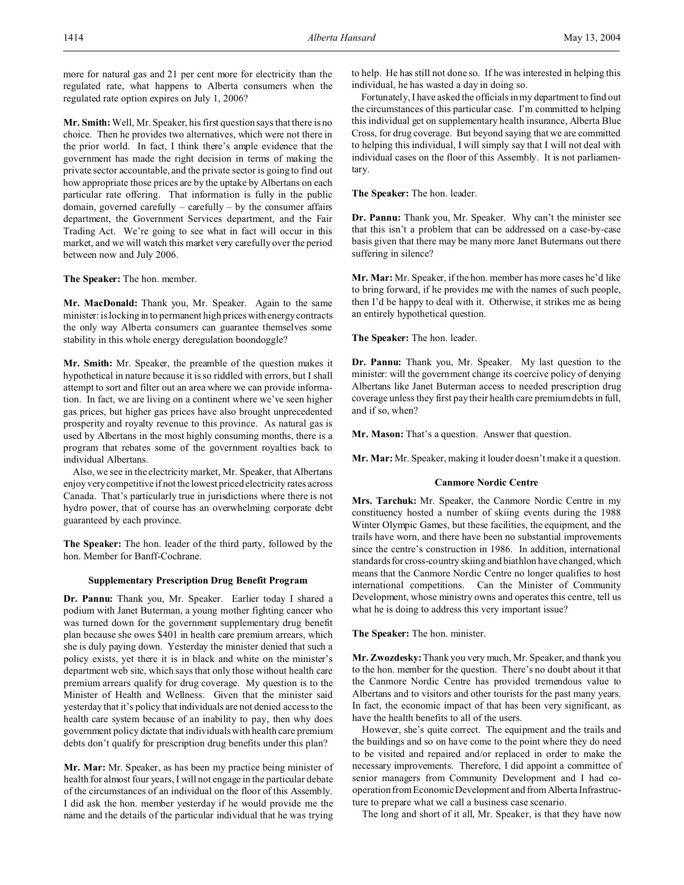more for natural gas and 21 per cent more for electricity than the regulated rate, what happens to Alberta consumers when the regulated rate option expires on July 1, 2006?

**Mr. Smith:** Well, Mr. Speaker, his first question says that there is no choice. Then he provides two alternatives, which were not there in the prior world. In fact, I think there's ample evidence that the government has made the right decision in terms of making the private sector accountable, and the private sector is going to find out how appropriate those prices are by the uptake by Albertans on each particular rate offering. That information is fully in the public domain, governed carefully – carefully – by the consumer affairs department, the Government Services department, and the Fair Trading Act. We're going to see what in fact will occur in this market, and we will watch this market very carefully over the period between now and July 2006.

**The Speaker:** The hon. member.

**Mr. MacDonald:** Thank you, Mr. Speaker. Again to the same minister: is locking in to permanent high prices with energy contracts the only way Alberta consumers can guarantee themselves some stability in this whole energy deregulation boondoggle?

**Mr. Smith:** Mr. Speaker, the preamble of the question makes it hypothetical in nature because it is so riddled with errors, but I shall attempt to sort and filter out an area where we can provide information. In fact, we are living on a continent where we've seen higher gas prices, but higher gas prices have also brought unprecedented prosperity and royalty revenue to this province. As natural gas is used by Albertans in the most highly consuming months, there is a program that rebates some of the government royalties back to individual Albertans.

Also, we see in the electricity market, Mr. Speaker, that Albertans enjoy very competitive if not the lowest priced electricity rates across Canada. That's particularly true in jurisdictions where there is not hydro power, that of course has an overwhelming corporate debt guaranteed by each province.

**The Speaker:** The hon. leader of the third party, followed by the hon. Member for Banff-Cochrane.

### Supplementary Prescription Drug Benefit Program

**Dr. Pannu:** Thank you, Mr. Speaker. Earlier today I shared a podium with Janet Buterman, a young mother fighting cancer who was turned down for the government supplementary drug benefit plan because she owes $401 in health care premium arrears, which she is duly paying down. Yesterday the minister denied that such a policy exists, yet there it is in black and white on the minister's department web site, which says that only those without health care premium arrears qualify for drug coverage. My question is to the Minister of Health and Wellness. Given that the minister said yesterday that it's policy that individuals are not denied access to the health care system because of an inability to pay, then why does government policy dictate that individuals with health care premium debts don't qualify for prescription drug benefits under this plan?

**Mr. Mar:** Mr. Speaker, as has been my practice being minister of health for almost four years, I will not engage in the particular debate of the circumstances of an individual on the floor of this Assembly. I did ask the hon. member yesterday if he would provide me the name and the details of the particular individual that he was trying to help. He has still not done so. If he was interested in helping this individual, he has wasted a day in doing so.

Fortunately, I have asked the officials in my department to find out the circumstances of this particular case. I'm committed to helping this individual get on supplementary health insurance, Alberta Blue Cross, for drug coverage. But beyond saying that we are committed to helping this individual, I will simply say that I will not deal with individual cases on the floor of this Assembly. It is not parliamentary.

**The Speaker:** The hon. leader.

**Dr. Pannu:** Thank you, Mr. Speaker. Why can't the minister see that this isn't a problem that can be addressed on a case-by-case basis given that there may be many more Janet Butermans out there suffering in silence?

**Mr. Mar:** Mr. Speaker, if the hon. member has more cases he'd like to bring forward, if he provides me with the names of such people, then I'd be happy to deal with it. Otherwise, it strikes me as being an entirely hypothetical question.

**The Speaker:** The hon. leader.

**Dr. Pannu:** Thank you, Mr. Speaker. My last question to the minister: will the government change its coercive policy of denying Albertans like Janet Buterman access to needed prescription drug coverage unless they first pay their health care premium debts in full, and if so, when?

**Mr. Mason:** That's a question. Answer that question.

**Mr. Mar:** Mr. Speaker, making it louder doesn't make it a question.

### Canmore Nordic Centre

**Mrs. Tarchuk:** Mr. Speaker, the Canmore Nordic Centre in my constituency hosted a number of skiing events during the 1988 Winter Olympic Games, but these facilities, the equipment, and the trails have worn, and there have been no substantial improvements since the centre's construction in 1986. In addition, international standards for cross-country skiing and biathlon have changed, which means that the Canmore Nordic Centre no longer qualifies to host international competitions. Can the Minister of Community Development, whose ministry owns and operates this centre, tell us what he is doing to address this very important issue?

**The Speaker:** The hon. minister.

**Mr. Zwozdesky:** Thank you very much, Mr. Speaker, and thank you to the hon. member for the question. There's no doubt about it that the Canmore Nordic Centre has provided tremendous value to Albertans and to visitors and other tourists for the past many years. In fact, the economic impact of that has been very significant, as have the health benefits to all of the users.

However, she's quite correct. The equipment and the trails and the buildings and so on have come to the point where they do need to be visited and repaired and/or replaced in order to make the necessary improvements. Therefore, I did appoint a committee of senior managers from Community Development and I had cooperation from Economic Development and from Alberta Infrastructure to prepare what we call a business case scenario.

The long and short of it all, Mr. Speaker, is that they have now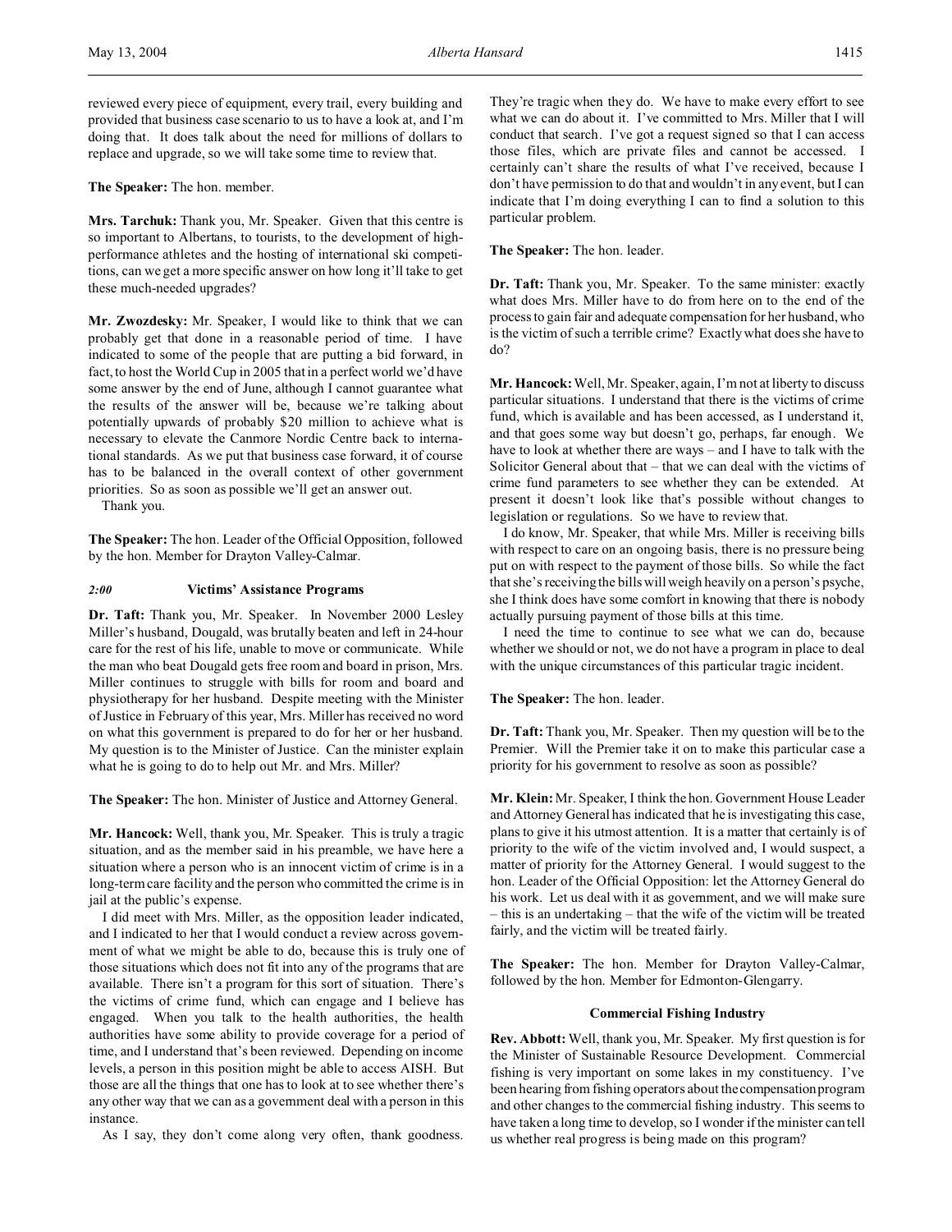reviewed every piece of equipment, every trail, every building and provided that business case scenario to us to have a look at, and I'm doing that. It does talk about the need for millions of dollars to replace and upgrade, so we will take some time to review that.

**The Speaker:** The hon. member.

**Mrs. Tarchuk:** Thank you, Mr. Speaker. Given that this centre is so important to Albertans, to tourists, to the development of high-performance athletes and the hosting of international ski competitions, can we get a more specific answer on how long it'll take to get these much-needed upgrades?

**Mr. Zwozdesky:** Mr. Speaker, I would like to think that we can probably get that done in a reasonable period of time. I have indicated to some of the people that are putting a bid forward, in fact, to host the World Cup in 2005 that in a perfect world we'd have some answer by the end of June, although I cannot guarantee what the results of the answer will be, because we're talking about potentially upwards of probably $20 million to achieve what is necessary to elevate the Canmore Nordic Centre back to international standards. As we put that business case forward, it of course has to be balanced in the overall context of other government priorities. So as soon as possible we'll get an answer out.

Thank you.

**The Speaker:** The hon. Leader of the Official Opposition, followed by the hon. Member for Drayton Valley-Calmar.

### *2:00* Victims' Assistance Programs

**Dr. Taft:** Thank you, Mr. Speaker. In November 2000 Lesley Miller's husband, Dougald, was brutally beaten and left in 24-hour care for the rest of his life, unable to move or communicate. While the man who beat Dougald gets free room and board in prison, Mrs. Miller continues to struggle with bills for room and board and physiotherapy for her husband. Despite meeting with the Minister of Justice in February of this year, Mrs. Miller has received no word on what this government is prepared to do for her or her husband. My question is to the Minister of Justice. Can the minister explain what he is going to do to help out Mr. and Mrs. Miller?

**The Speaker:** The hon. Minister of Justice and Attorney General.

**Mr. Hancock:** Well, thank you, Mr. Speaker. This is truly a tragic situation, and as the member said in his preamble, we have here a situation where a person who is an innocent victim of crime is in a long-term care facility and the person who committed the crime is in jail at the public's expense.

I did meet with Mrs. Miller, as the opposition leader indicated, and I indicated to her that I would conduct a review across government of what we might be able to do, because this is truly one of those situations which does not fit into any of the programs that are available. There isn't a program for this sort of situation. There's the victims of crime fund, which can engage and I believe has engaged. When you talk to the health authorities, the health authorities have some ability to provide coverage for a period of time, and I understand that's been reviewed. Depending on income levels, a person in this position might be able to access AISH. But those are all the things that one has to look at to see whether there's any other way that we can as a government deal with a person in this instance.

As I say, they don't come along very often, thank goodness. They're tragic when they do. We have to make every effort to see what we can do about it. I've committed to Mrs. Miller that I will conduct that search. I've got a request signed so that I can access those files, which are private files and cannot be accessed. I certainly can't share the results of what I've received, because I don't have permission to do that and wouldn't in any event, but I can indicate that I'm doing everything I can to find a solution to this particular problem.

**The Speaker:** The hon. leader.

**Dr. Taft:** Thank you, Mr. Speaker. To the same minister: exactly what does Mrs. Miller have to do from here on to the end of the process to gain fair and adequate compensation for her husband, who is the victim of such a terrible crime? Exactly what does she have to do?

**Mr. Hancock:** Well, Mr. Speaker, again, I'm not at liberty to discuss particular situations. I understand that there is the victims of crime fund, which is available and has been accessed, as I understand it, and that goes some way but doesn't go, perhaps, far enough. We have to look at whether there are ways – and I have to talk with the Solicitor General about that – that we can deal with the victims of crime fund parameters to see whether they can be extended. At present it doesn't look like that's possible without changes to legislation or regulations. So we have to review that.

I do know, Mr. Speaker, that while Mrs. Miller is receiving bills with respect to care on an ongoing basis, there is no pressure being put on with respect to the payment of those bills. So while the fact that she's receiving the bills will weigh heavily on a person's psyche, she I think does have some comfort in knowing that there is nobody actually pursuing payment of those bills at this time.

I need the time to continue to see what we can do, because whether we should or not, we do not have a program in place to deal with the unique circumstances of this particular tragic incident.

**The Speaker:** The hon. leader.

**Dr. Taft:** Thank you, Mr. Speaker. Then my question will be to the Premier. Will the Premier take it on to make this particular case a priority for his government to resolve as soon as possible?

**Mr. Klein:** Mr. Speaker, I think the hon. Government House Leader and Attorney General has indicated that he is investigating this case, plans to give it his utmost attention. It is a matter that certainly is of priority to the wife of the victim involved and, I would suspect, a matter of priority for the Attorney General. I would suggest to the hon. Leader of the Official Opposition: let the Attorney General do his work. Let us deal with it as government, and we will make sure – this is an undertaking – that the wife of the victim will be treated fairly, and the victim will be treated fairly.

**The Speaker:** The hon. Member for Drayton Valley-Calmar, followed by the hon. Member for Edmonton-Glengarry.

### Commercial Fishing Industry

**Rev. Abbott:** Well, thank you, Mr. Speaker. My first question is for the Minister of Sustainable Resource Development. Commercial fishing is very important on some lakes in my constituency. I've been hearing from fishing operators about the compensation program and other changes to the commercial fishing industry. This seems to have taken a long time to develop, so I wonder if the minister can tell us whether real progress is being made on this program?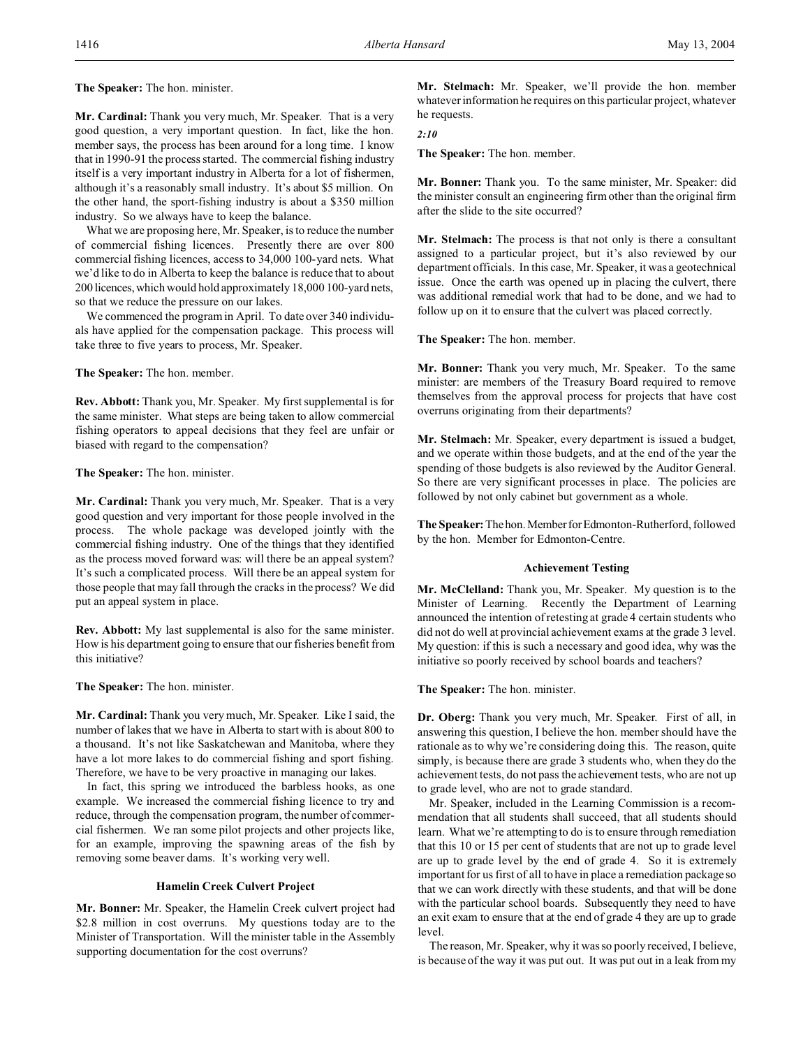**The Speaker:** The hon. minister.

**Mr. Cardinal:** Thank you very much, Mr. Speaker. That is a very good question, a very important question. In fact, like the hon. member says, the process has been around for a long time. I know that in 1990-91 the process started. The commercial fishing industry itself is a very important industry in Alberta for a lot of fishermen, although it's a reasonably small industry. It's about $5 million. On the other hand, the sport-fishing industry is about a $350 million industry. So we always have to keep the balance.

What we are proposing here, Mr. Speaker, is to reduce the number of commercial fishing licences. Presently there are over 800 commercial fishing licences, access to 34,000 100-yard nets. What we'd like to do in Alberta to keep the balance is reduce that to about 200 licences, which would hold approximately 18,000 100-yard nets, so that we reduce the pressure on our lakes.

We commenced the program in April. To date over 340 individuals have applied for the compensation package. This process will take three to five years to process, Mr. Speaker.

**The Speaker:** The hon. member.

**Rev. Abbott:** Thank you, Mr. Speaker. My first supplemental is for the same minister. What steps are being taken to allow commercial fishing operators to appeal decisions that they feel are unfair or biased with regard to the compensation?

**The Speaker:** The hon. minister.

**Mr. Cardinal:** Thank you very much, Mr. Speaker. That is a very good question and very important for those people involved in the process. The whole package was developed jointly with the commercial fishing industry. One of the things that they identified as the process moved forward was: will there be an appeal system? It's such a complicated process. Will there be an appeal system for those people that may fall through the cracks in the process? We did put an appeal system in place.

**Rev. Abbott:** My last supplemental is also for the same minister. How is his department going to ensure that our fisheries benefit from this initiative?

**The Speaker:** The hon. minister.

**Mr. Cardinal:** Thank you very much, Mr. Speaker. Like I said, the number of lakes that we have in Alberta to start with is about 800 to a thousand. It's not like Saskatchewan and Manitoba, where they have a lot more lakes to do commercial fishing and sport fishing. Therefore, we have to be very proactive in managing our lakes.

In fact, this spring we introduced the barbless hooks, as one example. We increased the commercial fishing licence to try and reduce, through the compensation program, the number of commercial fishermen. We ran some pilot projects and other projects like, for an example, improving the spawning areas of the fish by removing some beaver dams. It's working very well.

### Hamelin Creek Culvert Project

**Mr. Bonner:** Mr. Speaker, the Hamelin Creek culvert project had $2.8 million in cost overruns. My questions today are to the Minister of Transportation. Will the minister table in the Assembly supporting documentation for the cost overruns?

**Mr. Stelmach:** Mr. Speaker, we'll provide the hon. member whatever information he requires on this particular project, whatever he requests.

*2:10*

**The Speaker:** The hon. member.

**Mr. Bonner:** Thank you. To the same minister, Mr. Speaker: did the minister consult an engineering firm other than the original firm after the slide to the site occurred?

**Mr. Stelmach:** The process is that not only is there a consultant assigned to a particular project, but it's also reviewed by our department officials. In this case, Mr. Speaker, it was a geotechnical issue. Once the earth was opened up in placing the culvert, there was additional remedial work that had to be done, and we had to follow up on it to ensure that the culvert was placed correctly.

**The Speaker:** The hon. member.

**Mr. Bonner:** Thank you very much, Mr. Speaker. To the same minister: are members of the Treasury Board required to remove themselves from the approval process for projects that have cost overruns originating from their departments?

**Mr. Stelmach:** Mr. Speaker, every department is issued a budget, and we operate within those budgets, and at the end of the year the spending of those budgets is also reviewed by the Auditor General. So there are very significant processes in place. The policies are followed by not only cabinet but government as a whole.

**The Speaker:** The hon. Member for Edmonton-Rutherford, followed by the hon. Member for Edmonton-Centre.

### Achievement Testing

**Mr. McClelland:** Thank you, Mr. Speaker. My question is to the Minister of Learning. Recently the Department of Learning announced the intention of retesting at grade 4 certain students who did not do well at provincial achievement exams at the grade 3 level. My question: if this is such a necessary and good idea, why was the initiative so poorly received by school boards and teachers?

**The Speaker:** The hon. minister.

**Dr. Oberg:** Thank you very much, Mr. Speaker. First of all, in answering this question, I believe the hon. member should have the rationale as to why we're considering doing this. The reason, quite simply, is because there are grade 3 students who, when they do the achievement tests, do not pass the achievement tests, who are not up to grade level, who are not to grade standard.

Mr. Speaker, included in the Learning Commission is a recommendation that all students shall succeed, that all students should learn. What we're attempting to do is to ensure through remediation that this 10 or 15 per cent of students that are not up to grade level are up to grade level by the end of grade 4. So it is extremely important for us first of all to have in place a remediation package so that we can work directly with these students, and that will be done with the particular school boards. Subsequently they need to have an exit exam to ensure that at the end of grade 4 they are up to grade level.

The reason, Mr. Speaker, why it was so poorly received, I believe, is because of the way it was put out. It was put out in a leak from my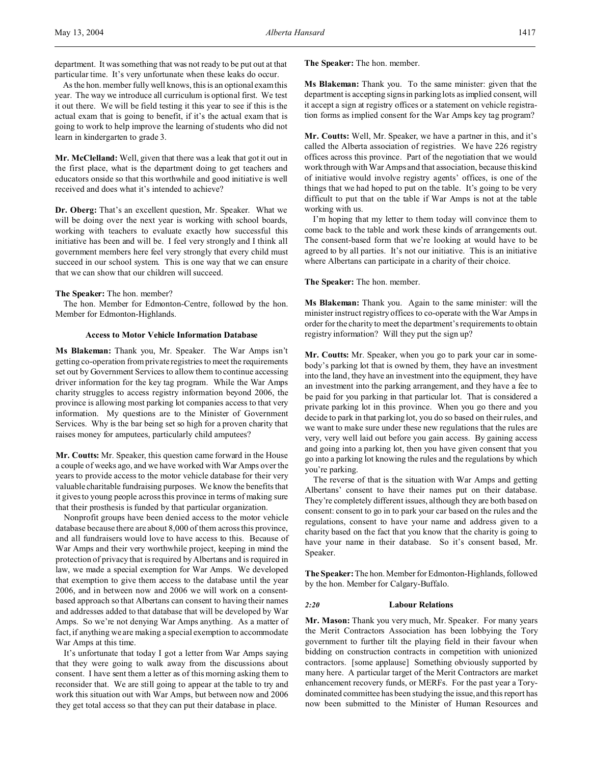department. It was something that was not ready to be put out at that particular time. It's very unfortunate when these leaks do occur.

As the hon. member fully well knows, this is an optional exam this year. The way we introduce all curriculum is optional first. We test it out there. We will be field testing it this year to see if this is the actual exam that is going to benefit, if it's the actual exam that is going to work to help improve the learning of students who did not learn in kindergarten to grade 3.

**Mr. McClelland:** Well, given that there was a leak that got it out in the first place, what is the department doing to get teachers and educators onside so that this worthwhile and good initiative is well received and does what it's intended to achieve?

**Dr. Oberg:** That's an excellent question, Mr. Speaker. What we will be doing over the next year is working with school boards, working with teachers to evaluate exactly how successful this initiative has been and will be. I feel very strongly and I think all government members here feel very strongly that every child must succeed in our school system. This is one way that we can ensure that we can show that our children will succeed.

**The Speaker:** The hon. member?

The hon. Member for Edmonton-Centre, followed by the hon. Member for Edmonton-Highlands.

### Access to Motor Vehicle Information Database

**Ms Blakeman:** Thank you, Mr. Speaker. The War Amps isn't getting co-operation from private registries to meet the requirements set out by Government Services to allow them to continue accessing driver information for the key tag program. While the War Amps charity struggles to access registry information beyond 2006, the province is allowing most parking lot companies access to that very information. My questions are to the Minister of Government Services. Why is the bar being set so high for a proven charity that raises money for amputees, particularly child amputees?

**Mr. Coutts:** Mr. Speaker, this question came forward in the House a couple of weeks ago, and we have worked with War Amps over the years to provide access to the motor vehicle database for their very valuable charitable fundraising purposes. We know the benefits that it gives to young people across this province in terms of making sure that their prosthesis is funded by that particular organization.

Nonprofit groups have been denied access to the motor vehicle database because there are about 8,000 of them across this province, and all fundraisers would love to have access to this. Because of War Amps and their very worthwhile project, keeping in mind the protection of privacy that is required by Albertans and is required in law, we made a special exemption for War Amps. We developed that exemption to give them access to the database until the year 2006, and in between now and 2006 we will work on a consent-based approach so that Albertans can consent to having their names and addresses added to that database that will be developed by War Amps. So we're not denying War Amps anything. As a matter of fact, if anything we are making a special exemption to accommodate War Amps at this time.

It's unfortunate that today I got a letter from War Amps saying that they were going to walk away from the discussions about consent. I have sent them a letter as of this morning asking them to reconsider that. We are still going to appear at the table to try and work this situation out with War Amps, but between now and 2006 they get total access so that they can put their database in place.

**The Speaker:** The hon. member.

**Ms Blakeman:** Thank you. To the same minister: given that the department is accepting signs in parking lots as implied consent, will it accept a sign at registry offices or a statement on vehicle registration forms as implied consent for the War Amps key tag program?

**Mr. Coutts:** Well, Mr. Speaker, we have a partner in this, and it's called the Alberta association of registries. We have 226 registry offices across this province. Part of the negotiation that we would work through with War Amps and that association, because this kind of initiative would involve registry agents' offices, is one of the things that we had hoped to put on the table. It's going to be very difficult to put that on the table if War Amps is not at the table working with us.

I'm hoping that my letter to them today will convince them to come back to the table and work these kinds of arrangements out. The consent-based form that we're looking at would have to be agreed to by all parties. It's not our initiative. This is an initiative where Albertans can participate in a charity of their choice.

**The Speaker:** The hon. member.

**Ms Blakeman:** Thank you. Again to the same minister: will the minister instruct registry offices to co-operate with the War Amps in order for the charity to meet the department's requirements to obtain registry information? Will they put the sign up?

**Mr. Coutts:** Mr. Speaker, when you go to park your car in somebody's parking lot that is owned by them, they have an investment into the land, they have an investment into the equipment, they have an investment into the parking arrangement, and they have a fee to be paid for you parking in that particular lot. That is considered a private parking lot in this province. When you go there and you decide to park in that parking lot, you do so based on their rules, and we want to make sure under these new regulations that the rules are very, very well laid out before you gain access. By gaining access and going into a parking lot, then you have given consent that you go into a parking lot knowing the rules and the regulations by which you're parking.

The reverse of that is the situation with War Amps and getting Albertans' consent to have their names put on their database. They're completely different issues, although they are both based on consent: consent to go in to park your car based on the rules and the regulations, consent to have your name and address given to a charity based on the fact that you know that the charity is going to have your name in their database. So it's consent based, Mr. Speaker.

**The Speaker:** The hon. Member for Edmonton-Highlands, followed by the hon. Member for Calgary-Buffalo.

### *2:20* Labour Relations

**Mr. Mason:** Thank you very much, Mr. Speaker. For many years the Merit Contractors Association has been lobbying the Tory government to further tilt the playing field in their favour when bidding on construction contracts in competition with unionized contractors. [some applause] Something obviously supported by many here. A particular target of the Merit Contractors are market enhancement recovery funds, or MERFs. For the past year a Tory-dominated committee has been studying the issue, and this report has now been submitted to the Minister of Human Resources and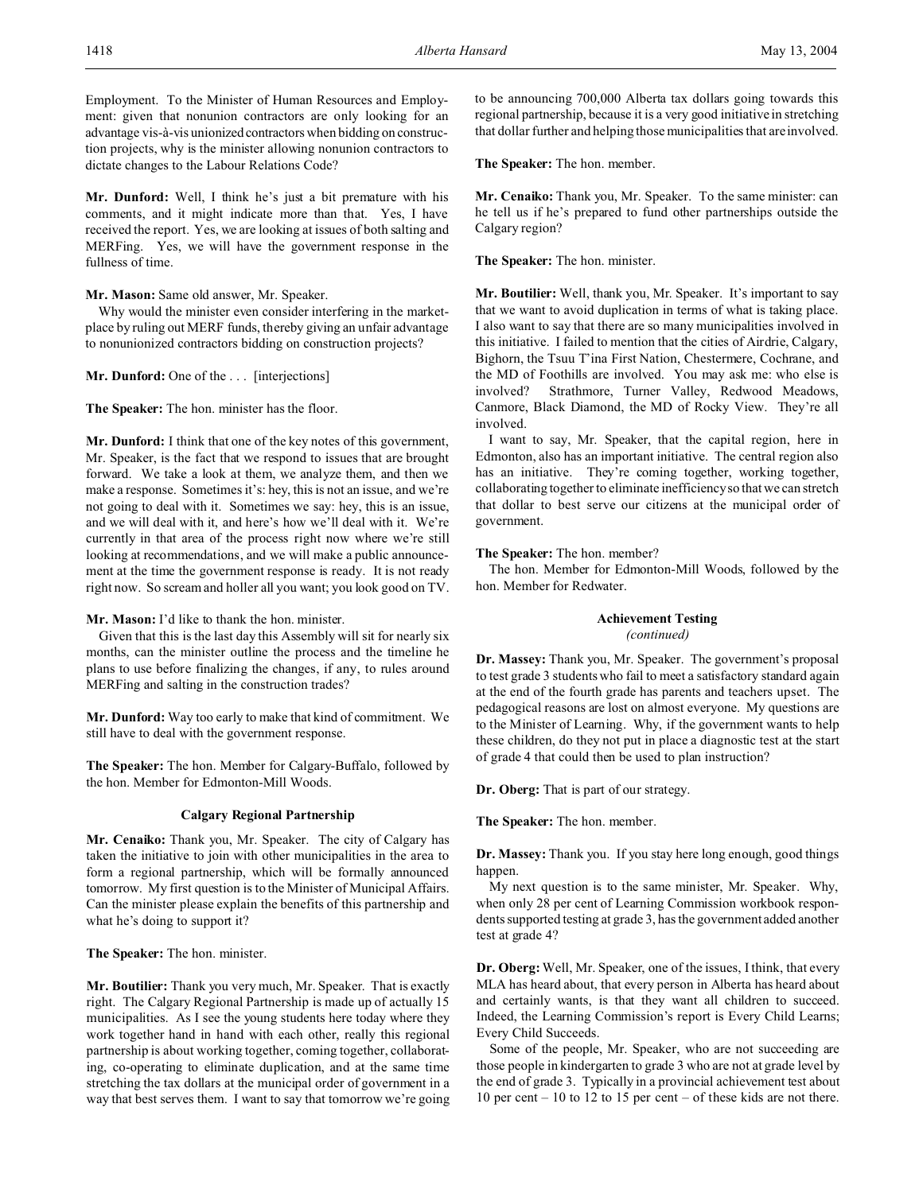Employment. To the Minister of Human Resources and Employment: given that nonunion contractors are only looking for an advantage vis-à-vis unionized contractors when bidding on construction projects, why is the minister allowing nonunion contractors to dictate changes to the Labour Relations Code?

**Mr. Dunford:** Well, I think he's just a bit premature with his comments, and it might indicate more than that. Yes, I have received the report. Yes, we are looking at issues of both salting and MERFing. Yes, we will have the government response in the fullness of time.

**Mr. Mason:** Same old answer, Mr. Speaker.

Why would the minister even consider interfering in the marketplace by ruling out MERF funds, thereby giving an unfair advantage to nonunionized contractors bidding on construction projects?

**Mr. Dunford:** One of the . . . [interjections]

**The Speaker:** The hon. minister has the floor.

**Mr. Dunford:** I think that one of the key notes of this government, Mr. Speaker, is the fact that we respond to issues that are brought forward. We take a look at them, we analyze them, and then we make a response. Sometimes it's: hey, this is not an issue, and we're not going to deal with it. Sometimes we say: hey, this is an issue, and we will deal with it, and here's how we'll deal with it. We're currently in that area of the process right now where we're still looking at recommendations, and we will make a public announcement at the time the government response is ready. It is not ready right now. So scream and holler all you want; you look good on TV.

**Mr. Mason:** I'd like to thank the hon. minister.

Given that this is the last day this Assembly will sit for nearly six months, can the minister outline the process and the timeline he plans to use before finalizing the changes, if any, to rules around MERFing and salting in the construction trades?

**Mr. Dunford:** Way too early to make that kind of commitment. We still have to deal with the government response.

**The Speaker:** The hon. Member for Calgary-Buffalo, followed by the hon. Member for Edmonton-Mill Woods.

### Calgary Regional Partnership

**Mr. Cenaiko:** Thank you, Mr. Speaker. The city of Calgary has taken the initiative to join with other municipalities in the area to form a regional partnership, which will be formally announced tomorrow. My first question is to the Minister of Municipal Affairs. Can the minister please explain the benefits of this partnership and what he's doing to support it?

**The Speaker:** The hon. minister.

**Mr. Boutilier:** Thank you very much, Mr. Speaker. That is exactly right. The Calgary Regional Partnership is made up of actually 15 municipalities. As I see the young students here today where they work together hand in hand with each other, really this regional partnership is about working together, coming together, collaborating, co-operating to eliminate duplication, and at the same time stretching the tax dollars at the municipal order of government in a way that best serves them. I want to say that tomorrow we're going to be announcing 700,000 Alberta tax dollars going towards this regional partnership, because it is a very good initiative in stretching that dollar further and helping those municipalities that are involved.

**The Speaker:** The hon. member.

**Mr. Cenaiko:** Thank you, Mr. Speaker. To the same minister: can he tell us if he's prepared to fund other partnerships outside the Calgary region?

**The Speaker:** The hon. minister.

**Mr. Boutilier:** Well, thank you, Mr. Speaker. It's important to say that we want to avoid duplication in terms of what is taking place. I also want to say that there are so many municipalities involved in this initiative. I failed to mention that the cities of Airdrie, Calgary, Bighorn, the Tsuu T'ina First Nation, Chestermere, Cochrane, and the MD of Foothills are involved. You may ask me: who else is involved? Strathmore, Turner Valley, Redwood Meadows, Canmore, Black Diamond, the MD of Rocky View. They're all involved.

I want to say, Mr. Speaker, that the capital region, here in Edmonton, also has an important initiative. The central region also has an initiative. They're coming together, working together, collaborating together to eliminate inefficiency so that we can stretch that dollar to best serve our citizens at the municipal order of government.

**The Speaker:** The hon. member?

The hon. Member for Edmonton-Mill Woods, followed by the hon. Member for Redwater.

### Achievement Testing
*(continued)*

**Dr. Massey:** Thank you, Mr. Speaker. The government's proposal to test grade 3 students who fail to meet a satisfactory standard again at the end of the fourth grade has parents and teachers upset. The pedagogical reasons are lost on almost everyone. My questions are to the Minister of Learning. Why, if the government wants to help these children, do they not put in place a diagnostic test at the start of grade 4 that could then be used to plan instruction?

**Dr. Oberg:** That is part of our strategy.

**The Speaker:** The hon. member.

**Dr. Massey:** Thank you. If you stay here long enough, good things happen.

My next question is to the same minister, Mr. Speaker. Why, when only 28 per cent of Learning Commission workbook respondents supported testing at grade 3, has the government added another test at grade 4?

**Dr. Oberg:** Well, Mr. Speaker, one of the issues, I think, that every MLA has heard about, that every person in Alberta has heard about and certainly wants, is that they want all children to succeed. Indeed, the Learning Commission's report is Every Child Learns; Every Child Succeeds.

Some of the people, Mr. Speaker, who are not succeeding are those people in kindergarten to grade 3 who are not at grade level by the end of grade 3. Typically in a provincial achievement test about 10 per cent – 10 to 12 to 15 per cent – of these kids are not there.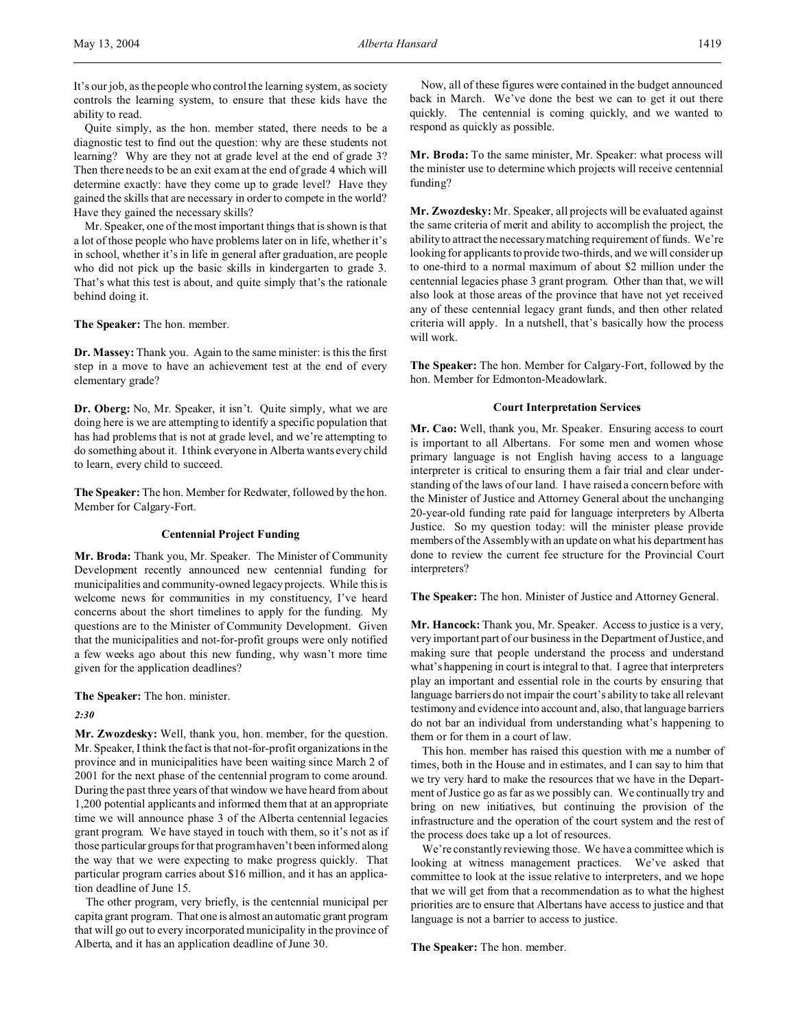It's our job, as the people who control the learning system, as society controls the learning system, to ensure that these kids have the ability to read.

Quite simply, as the hon. member stated, there needs to be a diagnostic test to find out the question: why are these students not learning? Why are they not at grade level at the end of grade 3? Then there needs to be an exit exam at the end of grade 4 which will determine exactly: have they come up to grade level? Have they gained the skills that are necessary in order to compete in the world? Have they gained the necessary skills?

Mr. Speaker, one of the most important things that is shown is that a lot of those people who have problems later on in life, whether it's in school, whether it's in life in general after graduation, are people who did not pick up the basic skills in kindergarten to grade 3. That's what this test is about, and quite simply that's the rationale behind doing it.

**The Speaker:** The hon. member.

**Dr. Massey:** Thank you. Again to the same minister: is this the first step in a move to have an achievement test at the end of every elementary grade?

**Dr. Oberg:** No, Mr. Speaker, it isn't. Quite simply, what we are doing here is we are attempting to identify a specific population that has had problems that is not at grade level, and we're attempting to do something about it. I think everyone in Alberta wants every child to learn, every child to succeed.

**The Speaker:** The hon. Member for Redwater, followed by the hon. Member for Calgary-Fort.

### Centennial Project Funding

**Mr. Broda:** Thank you, Mr. Speaker. The Minister of Community Development recently announced new centennial funding for municipalities and community-owned legacy projects. While this is welcome news for communities in my constituency, I've heard concerns about the short timelines to apply for the funding. My questions are to the Minister of Community Development. Given that the municipalities and not-for-profit groups were only notified a few weeks ago about this new funding, why wasn't more time given for the application deadlines?

**The Speaker:** The hon. minister.

*2:30*

**Mr. Zwozdesky:** Well, thank you, hon. member, for the question. Mr. Speaker, I think the fact is that not-for-profit organizations in the province and in municipalities have been waiting since March 2 of 2001 for the next phase of the centennial program to come around. During the past three years of that window we have heard from about 1,200 potential applicants and informed them that at an appropriate time we will announce phase 3 of the Alberta centennial legacies grant program. We have stayed in touch with them, so it's not as if those particular groups for that program haven't been informed along the way that we were expecting to make progress quickly. That particular program carries about $16 million, and it has an application deadline of June 15.

The other program, very briefly, is the centennial municipal per capita grant program. That one is almost an automatic grant program that will go out to every incorporated municipality in the province of Alberta, and it has an application deadline of June 30.

Now, all of these figures were contained in the budget announced back in March. We've done the best we can to get it out there quickly. The centennial is coming quickly, and we wanted to respond as quickly as possible.

**Mr. Broda:** To the same minister, Mr. Speaker: what process will the minister use to determine which projects will receive centennial funding?

**Mr. Zwozdesky:** Mr. Speaker, all projects will be evaluated against the same criteria of merit and ability to accomplish the project, the ability to attract the necessary matching requirement of funds. We're looking for applicants to provide two-thirds, and we will consider up to one-third to a normal maximum of about $2 million under the centennial legacies phase 3 grant program. Other than that, we will also look at those areas of the province that have not yet received any of these centennial legacy grant funds, and then other related criteria will apply. In a nutshell, that's basically how the process will work.

**The Speaker:** The hon. Member for Calgary-Fort, followed by the hon. Member for Edmonton-Meadowlark.

### Court Interpretation Services

**Mr. Cao:** Well, thank you, Mr. Speaker. Ensuring access to court is important to all Albertans. For some men and women whose primary language is not English having access to a language interpreter is critical to ensuring them a fair trial and clear understanding of the laws of our land. I have raised a concern before with the Minister of Justice and Attorney General about the unchanging 20-year-old funding rate paid for language interpreters by Alberta Justice. So my question today: will the minister please provide members of the Assembly with an update on what his department has done to review the current fee structure for the Provincial Court interpreters?

**The Speaker:** The hon. Minister of Justice and Attorney General.

**Mr. Hancock:** Thank you, Mr. Speaker. Access to justice is a very, very important part of our business in the Department of Justice, and making sure that people understand the process and understand what's happening in court is integral to that. I agree that interpreters play an important and essential role in the courts by ensuring that language barriers do not impair the court's ability to take all relevant testimony and evidence into account and, also, that language barriers do not bar an individual from understanding what's happening to them or for them in a court of law.

This hon. member has raised this question with me a number of times, both in the House and in estimates, and I can say to him that we try very hard to make the resources that we have in the Department of Justice go as far as we possibly can. We continually try and bring on new initiatives, but continuing the provision of the infrastructure and the operation of the court system and the rest of the process does take up a lot of resources.

We're constantly reviewing those. We have a committee which is looking at witness management practices. We've asked that committee to look at the issue relative to interpreters, and we hope that we will get from that a recommendation as to what the highest priorities are to ensure that Albertans have access to justice and that language is not a barrier to access to justice.

**The Speaker:** The hon. member.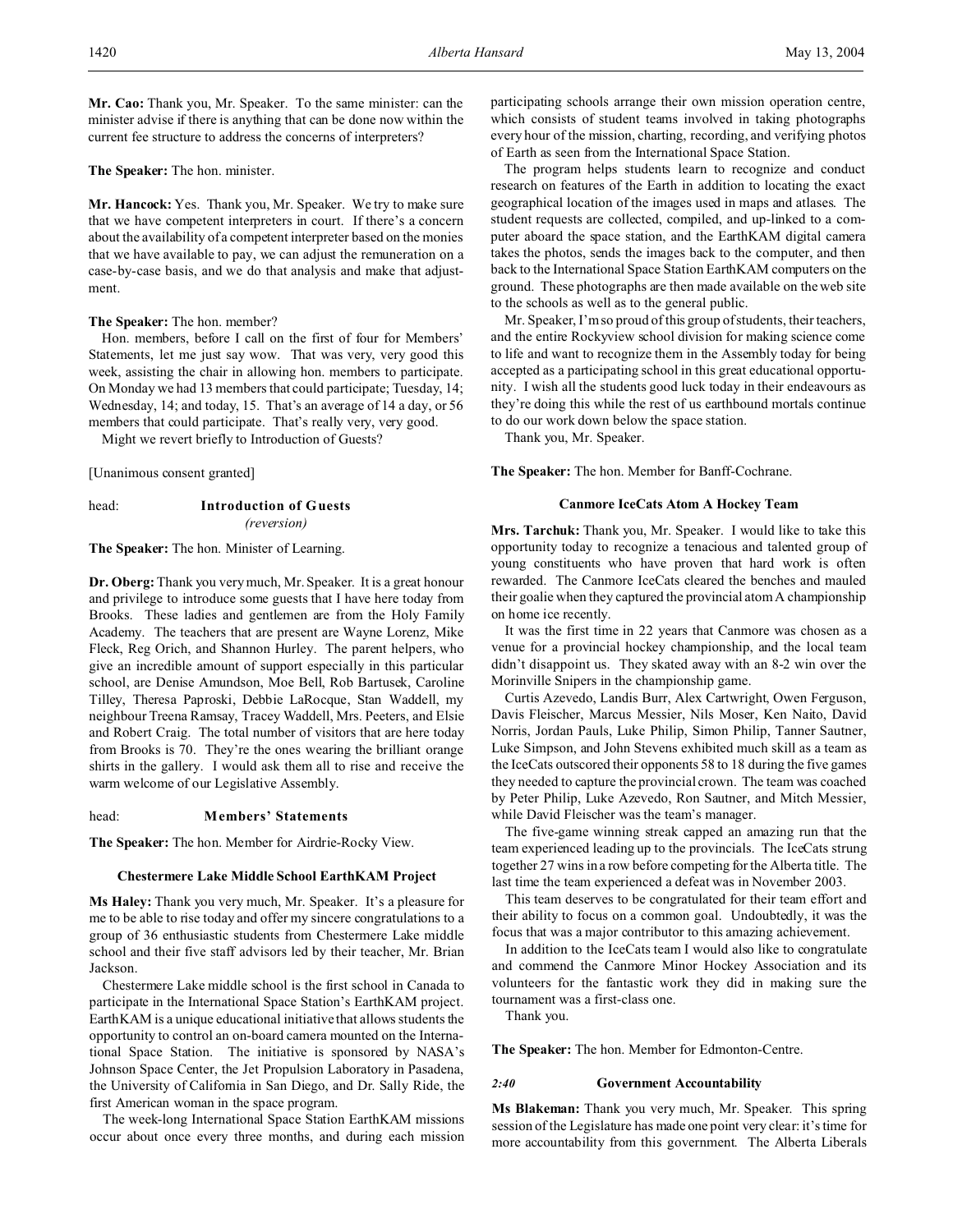**Mr. Cao:** Thank you, Mr. Speaker. To the same minister: can the minister advise if there is anything that can be done now within the current fee structure to address the concerns of interpreters?

**The Speaker:** The hon. minister.

**Mr. Hancock:** Yes. Thank you, Mr. Speaker. We try to make sure that we have competent interpreters in court. If there's a concern about the availability of a competent interpreter based on the monies that we have available to pay, we can adjust the remuneration on a case-by-case basis, and we do that analysis and make that adjustment.

**The Speaker:** The hon. member?

Hon. members, before I call on the first of four for Members' Statements, let me just say wow. That was very, very good this week, assisting the chair in allowing hon. members to participate. On Monday we had 13 members that could participate; Tuesday, 14; Wednesday, 14; and today, 15. That's an average of 14 a day, or 56 members that could participate. That's really very, very good.

Might we revert briefly to Introduction of Guests?

[Unanimous consent granted]

head: **Introduction of Guests**
*(reversion)*

**The Speaker:** The hon. Minister of Learning.

**Dr. Oberg:** Thank you very much, Mr. Speaker. It is a great honour and privilege to introduce some guests that I have here today from Brooks. These ladies and gentlemen are from the Holy Family Academy. The teachers that are present are Wayne Lorenz, Mike Fleck, Reg Orich, and Shannon Hurley. The parent helpers, who give an incredible amount of support especially in this particular school, are Denise Amundson, Moe Bell, Rob Bartusek, Caroline Tilley, Theresa Paproski, Debbie LaRocque, Stan Waddell, my neighbour Treena Ramsay, Tracey Waddell, Mrs. Peeters, and Elsie and Robert Craig. The total number of visitors that are here today from Brooks is 70. They're the ones wearing the brilliant orange shirts in the gallery. I would ask them all to rise and receive the warm welcome of our Legislative Assembly.

head: **Members' Statements**

**The Speaker:** The hon. Member for Airdrie-Rocky View.

### Chestermere Lake Middle School EarthKAM Project

**Ms Haley:** Thank you very much, Mr. Speaker. It's a pleasure for me to be able to rise today and offer my sincere congratulations to a group of 36 enthusiastic students from Chestermere Lake middle school and their five staff advisors led by their teacher, Mr. Brian Jackson.

Chestermere Lake middle school is the first school in Canada to participate in the International Space Station's EarthKAM project. EarthKAM is a unique educational initiative that allows students the opportunity to control an on-board camera mounted on the International Space Station. The initiative is sponsored by NASA's Johnson Space Center, the Jet Propulsion Laboratory in Pasadena, the University of California in San Diego, and Dr. Sally Ride, the first American woman in the space program.

The week-long International Space Station EarthKAM missions occur about once every three months, and during each mission participating schools arrange their own mission operation centre, which consists of student teams involved in taking photographs every hour of the mission, charting, recording, and verifying photos of Earth as seen from the International Space Station.

The program helps students learn to recognize and conduct research on features of the Earth in addition to locating the exact geographical location of the images used in maps and atlases. The student requests are collected, compiled, and up-linked to a computer aboard the space station, and the EarthKAM digital camera takes the photos, sends the images back to the computer, and then back to the International Space Station EarthKAM computers on the ground. These photographs are then made available on the web site to the schools as well as to the general public.

Mr. Speaker, I'm so proud of this group of students, their teachers, and the entire Rockyview school division for making science come to life and want to recognize them in the Assembly today for being accepted as a participating school in this great educational opportunity. I wish all the students good luck today in their endeavours as they're doing this while the rest of us earthbound mortals continue to do our work down below the space station.

Thank you, Mr. Speaker.

**The Speaker:** The hon. Member for Banff-Cochrane.

### Canmore IceCats Atom A Hockey Team

**Mrs. Tarchuk:** Thank you, Mr. Speaker. I would like to take this opportunity today to recognize a tenacious and talented group of young constituents who have proven that hard work is often rewarded. The Canmore IceCats cleared the benches and mauled their goalie when they captured the provincial atom A championship on home ice recently.

It was the first time in 22 years that Canmore was chosen as a venue for a provincial hockey championship, and the local team didn't disappoint us. They skated away with an 8-2 win over the Morinville Snipers in the championship game.

Curtis Azevedo, Landis Burr, Alex Cartwright, Owen Ferguson, Davis Fleischer, Marcus Messier, Nils Moser, Ken Naito, David Norris, Jordan Pauls, Luke Philip, Simon Philip, Tanner Sautner, Luke Simpson, and John Stevens exhibited much skill as a team as the IceCats outscored their opponents 58 to 18 during the five games they needed to capture the provincial crown. The team was coached by Peter Philip, Luke Azevedo, Ron Sautner, and Mitch Messier, while David Fleischer was the team's manager.

The five-game winning streak capped an amazing run that the team experienced leading up to the provincials. The IceCats strung together 27 wins in a row before competing for the Alberta title. The last time the team experienced a defeat was in November 2003.

This team deserves to be congratulated for their team effort and their ability to focus on a common goal. Undoubtedly, it was the focus that was a major contributor to this amazing achievement.

In addition to the IceCats team I would also like to congratulate and commend the Canmore Minor Hockey Association and its volunteers for the fantastic work they did in making sure the tournament was a first-class one.

Thank you.

**The Speaker:** The hon. Member for Edmonton-Centre.

*2:40*

### Government Accountability

**Ms Blakeman:** Thank you very much, Mr. Speaker. This spring session of the Legislature has made one point very clear: it's time for more accountability from this government. The Alberta Liberals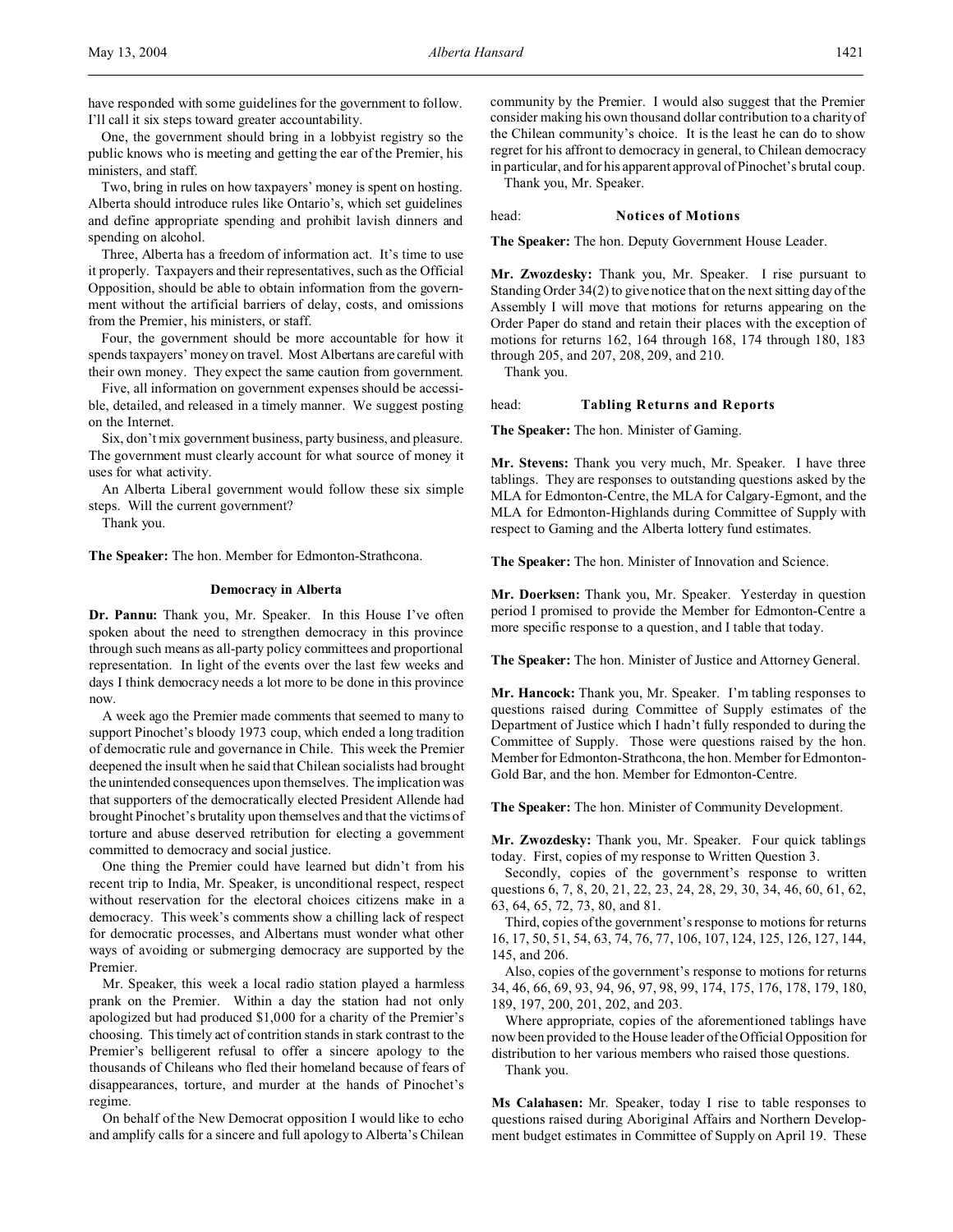have responded with some guidelines for the government to follow. I'll call it six steps toward greater accountability.

One, the government should bring in a lobbyist registry so the public knows who is meeting and getting the ear of the Premier, his ministers, and staff.

Two, bring in rules on how taxpayers' money is spent on hosting. Alberta should introduce rules like Ontario's, which set guidelines and define appropriate spending and prohibit lavish dinners and spending on alcohol.

Three, Alberta has a freedom of information act. It's time to use it properly. Taxpayers and their representatives, such as the Official Opposition, should be able to obtain information from the government without the artificial barriers of delay, costs, and omissions from the Premier, his ministers, or staff.

Four, the government should be more accountable for how it spends taxpayers' money on travel. Most Albertans are careful with their own money. They expect the same caution from government.

Five, all information on government expenses should be accessible, detailed, and released in a timely manner. We suggest posting on the Internet.

Six, don't mix government business, party business, and pleasure. The government must clearly account for what source of money it uses for what activity.

An Alberta Liberal government would follow these six simple steps. Will the current government?

Thank you.

**The Speaker:** The hon. Member for Edmonton-Strathcona.

### Democracy in Alberta

**Dr. Pannu:** Thank you, Mr. Speaker. In this House I've often spoken about the need to strengthen democracy in this province through such means as all-party policy committees and proportional representation. In light of the events over the last few weeks and days I think democracy needs a lot more to be done in this province now.

A week ago the Premier made comments that seemed to many to support Pinochet's bloody 1973 coup, which ended a long tradition of democratic rule and governance in Chile. This week the Premier deepened the insult when he said that Chilean socialists had brought the unintended consequences upon themselves. The implication was that supporters of the democratically elected President Allende had brought Pinochet's brutality upon themselves and that the victims of torture and abuse deserved retribution for electing a government committed to democracy and social justice.

One thing the Premier could have learned but didn't from his recent trip to India, Mr. Speaker, is unconditional respect, respect without reservation for the electoral choices citizens make in a democracy. This week's comments show a chilling lack of respect for democratic processes, and Albertans must wonder what other ways of avoiding or submerging democracy are supported by the Premier.

Mr. Speaker, this week a local radio station played a harmless prank on the Premier. Within a day the station had not only apologized but had produced $1,000 for a charity of the Premier's choosing. This timely act of contrition stands in stark contrast to the Premier's belligerent refusal to offer a sincere apology to the thousands of Chileans who fled their homeland because of fears of disappearances, torture, and murder at the hands of Pinochet's regime.

On behalf of the New Democrat opposition I would like to echo and amplify calls for a sincere and full apology to Alberta's Chilean community by the Premier. I would also suggest that the Premier consider making his own thousand dollar contribution to a charity of the Chilean community's choice. It is the least he can do to show regret for his affront to democracy in general, to Chilean democracy in particular, and for his apparent approval of Pinochet's brutal coup.

Thank you, Mr. Speaker.

## head: Notices of Motions

**The Speaker:** The hon. Deputy Government House Leader.

**Mr. Zwozdesky:** Thank you, Mr. Speaker. I rise pursuant to Standing Order 34(2) to give notice that on the next sitting day of the Assembly I will move that motions for returns appearing on the Order Paper do stand and retain their places with the exception of motions for returns 162, 164 through 168, 174 through 180, 183 through 205, and 207, 208, 209, and 210.

Thank you.

## head: Tabling Returns and Reports

**The Speaker:** The hon. Minister of Gaming.

**Mr. Stevens:** Thank you very much, Mr. Speaker. I have three tablings. They are responses to outstanding questions asked by the MLA for Edmonton-Centre, the MLA for Calgary-Egmont, and the MLA for Edmonton-Highlands during Committee of Supply with respect to Gaming and the Alberta lottery fund estimates.

**The Speaker:** The hon. Minister of Innovation and Science.

**Mr. Doerksen:** Thank you, Mr. Speaker. Yesterday in question period I promised to provide the Member for Edmonton-Centre a more specific response to a question, and I table that today.

**The Speaker:** The hon. Minister of Justice and Attorney General.

**Mr. Hancock:** Thank you, Mr. Speaker. I'm tabling responses to questions raised during Committee of Supply estimates of the Department of Justice which I hadn't fully responded to during the Committee of Supply. Those were questions raised by the hon. Member for Edmonton-Strathcona, the hon. Member for Edmonton-Gold Bar, and the hon. Member for Edmonton-Centre.

**The Speaker:** The hon. Minister of Community Development.

**Mr. Zwozdesky:** Thank you, Mr. Speaker. Four quick tablings today. First, copies of my response to Written Question 3.

Secondly, copies of the government's response to written questions 6, 7, 8, 20, 21, 22, 23, 24, 28, 29, 30, 34, 46, 60, 61, 62, 63, 64, 65, 72, 73, 80, and 81.

Third, copies of the government's response to motions for returns 16, 17, 50, 51, 54, 63, 74, 76, 77, 106, 107, 124, 125, 126, 127, 144, 145, and 206.

Also, copies of the government's response to motions for returns 34, 46, 66, 69, 93, 94, 96, 97, 98, 99, 174, 175, 176, 178, 179, 180, 189, 197, 200, 201, 202, and 203.

Where appropriate, copies of the aforementioned tablings have now been provided to the House leader of the Official Opposition for distribution to her various members who raised those questions.

Thank you.

**Ms Calahasen:** Mr. Speaker, today I rise to table responses to questions raised during Aboriginal Affairs and Northern Development budget estimates in Committee of Supply on April 19. These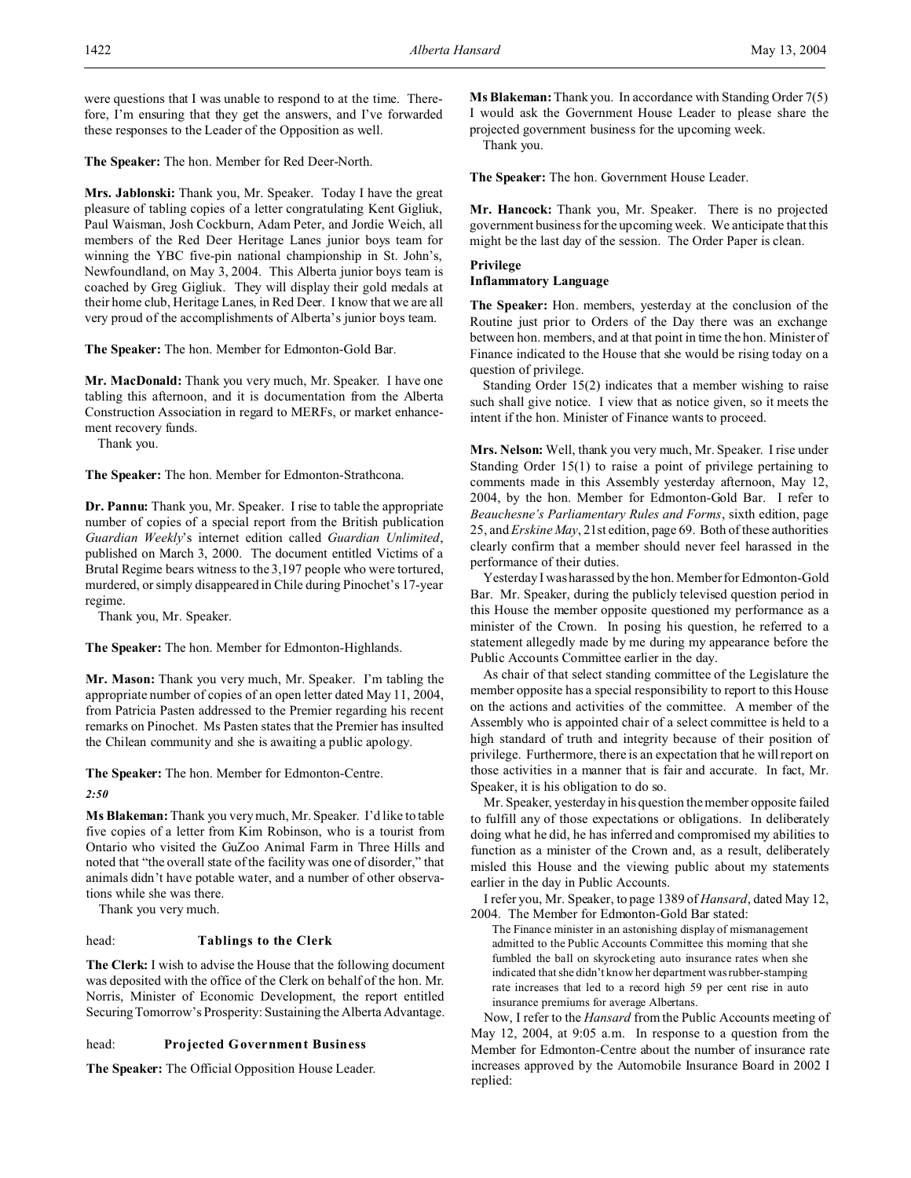were questions that I was unable to respond to at the time. Therefore, I'm ensuring that they get the answers, and I've forwarded these responses to the Leader of the Opposition as well.

**The Speaker:** The hon. Member for Red Deer-North.

**Mrs. Jablonski:** Thank you, Mr. Speaker. Today I have the great pleasure of tabling copies of a letter congratulating Kent Gigliuk, Paul Waisman, Josh Cockburn, Adam Peter, and Jordie Weich, all members of the Red Deer Heritage Lanes junior boys team for winning the YBC five-pin national championship in St. John's, Newfoundland, on May 3, 2004. This Alberta junior boys team is coached by Greg Gigliuk. They will display their gold medals at their home club, Heritage Lanes, in Red Deer. I know that we are all very proud of the accomplishments of Alberta's junior boys team.

**The Speaker:** The hon. Member for Edmonton-Gold Bar.

**Mr. MacDonald:** Thank you very much, Mr. Speaker. I have one tabling this afternoon, and it is documentation from the Alberta Construction Association in regard to MERFs, or market enhancement recovery funds.

Thank you.

**The Speaker:** The hon. Member for Edmonton-Strathcona.

**Dr. Pannu:** Thank you, Mr. Speaker. I rise to table the appropriate number of copies of a special report from the British publication *Guardian Weekly*'s internet edition called *Guardian Unlimited*, published on March 3, 2000. The document entitled Victims of a Brutal Regime bears witness to the 3,197 people who were tortured, murdered, or simply disappeared in Chile during Pinochet's 17-year regime.

Thank you, Mr. Speaker.

**The Speaker:** The hon. Member for Edmonton-Highlands.

**Mr. Mason:** Thank you very much, Mr. Speaker. I'm tabling the appropriate number of copies of an open letter dated May 11, 2004, from Patricia Pasten addressed to the Premier regarding his recent remarks on Pinochet. Ms Pasten states that the Premier has insulted the Chilean community and she is awaiting a public apology.

**The Speaker:** The hon. Member for Edmonton-Centre.

*2:50*

**Ms Blakeman:** Thank you very much, Mr. Speaker. I'd like to table five copies of a letter from Kim Robinson, who is a tourist from Ontario who visited the GuZoo Animal Farm in Three Hills and noted that "the overall state of the facility was one of disorder," that animals didn't have potable water, and a number of other observations while she was there.

Thank you very much.

head: **Tablings to the Clerk**

**The Clerk:** I wish to advise the House that the following document was deposited with the office of the Clerk on behalf of the hon. Mr. Norris, Minister of Economic Development, the report entitled Securing Tomorrow's Prosperity: Sustaining the Alberta Advantage.

head: **Projected Government Business**

**The Speaker:** The Official Opposition House Leader.

**Ms Blakeman:** Thank you. In accordance with Standing Order 7(5) I would ask the Government House Leader to please share the projected government business for the upcoming week.

Thank you.

**The Speaker:** The hon. Government House Leader.

**Mr. Hancock:** Thank you, Mr. Speaker. There is no projected government business for the upcoming week. We anticipate that this might be the last day of the session. The Order Paper is clean.

### Privilege
### Inflammatory Language

**The Speaker:** Hon. members, yesterday at the conclusion of the Routine just prior to Orders of the Day there was an exchange between hon. members, and at that point in time the hon. Minister of Finance indicated to the House that she would be rising today on a question of privilege.

Standing Order 15(2) indicates that a member wishing to raise such shall give notice. I view that as notice given, so it meets the intent if the hon. Minister of Finance wants to proceed.

**Mrs. Nelson:** Well, thank you very much, Mr. Speaker. I rise under Standing Order 15(1) to raise a point of privilege pertaining to comments made in this Assembly yesterday afternoon, May 12, 2004, by the hon. Member for Edmonton-Gold Bar. I refer to *Beauchesne's Parliamentary Rules and Forms*, sixth edition, page 25, and *Erskine May*, 21st edition, page 69. Both of these authorities clearly confirm that a member should never feel harassed in the performance of their duties.

Yesterday I was harassed by the hon. Member for Edmonton-Gold Bar. Mr. Speaker, during the publicly televised question period in this House the member opposite questioned my performance as a minister of the Crown. In posing his question, he referred to a statement allegedly made by me during my appearance before the Public Accounts Committee earlier in the day.

As chair of that select standing committee of the Legislature the member opposite has a special responsibility to report to this House on the actions and activities of the committee. A member of the Assembly who is appointed chair of a select committee is held to a high standard of truth and integrity because of their position of privilege. Furthermore, there is an expectation that he will report on those activities in a manner that is fair and accurate. In fact, Mr. Speaker, it is his obligation to do so.

Mr. Speaker, yesterday in his question the member opposite failed to fulfill any of those expectations or obligations. In deliberately doing what he did, he has inferred and compromised my abilities to function as a minister of the Crown and, as a result, deliberately misled this House and the viewing public about my statements earlier in the day in Public Accounts.

I refer you, Mr. Speaker, to page 1389 of *Hansard*, dated May 12, 2004. The Member for Edmonton-Gold Bar stated:

> The Finance minister in an astonishing display of mismanagement admitted to the Public Accounts Committee this morning that she fumbled the ball on skyrocketing auto insurance rates when she indicated that she didn't know her department was rubber-stamping rate increases that led to a record high 59 per cent rise in auto insurance premiums for average Albertans.

Now, I refer to the *Hansard* from the Public Accounts meeting of May 12, 2004, at 9:05 a.m. In response to a question from the Member for Edmonton-Centre about the number of insurance rate increases approved by the Automobile Insurance Board in 2002 I replied: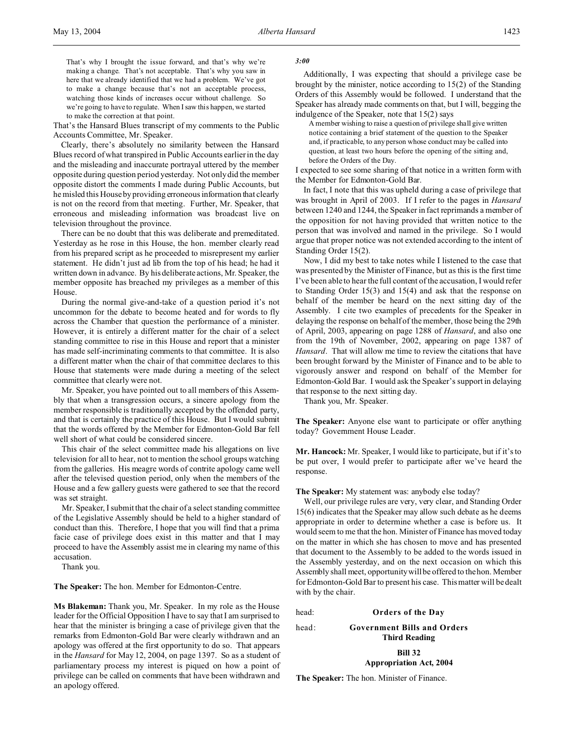> That's why I brought the issue forward, and that's why we're making a change. That's not acceptable. That's why you saw in here that we already identified that we had a problem. We've got to make a change because that's not an acceptable process, watching those kinds of increases occur without challenge. So we're going to have to regulate. When I saw this happen, we started to make the correction at that point.

That's the Hansard Blues transcript of my comments to the Public Accounts Committee, Mr. Speaker.

Clearly, there's absolutely no similarity between the Hansard Blues record of what transpired in Public Accounts earlier in the day and the misleading and inaccurate portrayal uttered by the member opposite during question period yesterday. Not only did the member opposite distort the comments I made during Public Accounts, but he misled this House by providing erroneous information that clearly is not on the record from that meeting. Further, Mr. Speaker, that erroneous and misleading information was broadcast live on television throughout the province.

There can be no doubt that this was deliberate and premeditated. Yesterday as he rose in this House, the hon. member clearly read from his prepared script as he proceeded to misrepresent my earlier statement. He didn't just ad lib from the top of his head; he had it written down in advance. By his deliberate actions, Mr. Speaker, the member opposite has breached my privileges as a member of this House.

During the normal give-and-take of a question period it's not uncommon for the debate to become heated and for words to fly across the Chamber that question the performance of a minister. However, it is entirely a different matter for the chair of a select standing committee to rise in this House and report that a minister has made self-incriminating comments to that committee. It is also a different matter when the chair of that committee declares to this House that statements were made during a meeting of the select committee that clearly were not.

Mr. Speaker, you have pointed out to all members of this Assembly that when a transgression occurs, a sincere apology from the member responsible is traditionally accepted by the offended party, and that is certainly the practice of this House. But I would submit that the words offered by the Member for Edmonton-Gold Bar fell well short of what could be considered sincere.

This chair of the select committee made his allegations on live television for all to hear, not to mention the school groups watching from the galleries. His meagre words of contrite apology came well after the televised question period, only when the members of the House and a few gallery guests were gathered to see that the record was set straight.

Mr. Speaker, I submit that the chair of a select standing committee of the Legislative Assembly should be held to a higher standard of conduct than this. Therefore, I hope that you will find that a prima facie case of privilege does exist in this matter and that I may proceed to have the Assembly assist me in clearing my name of this accusation.

Thank you.

**The Speaker:** The hon. Member for Edmonton-Centre.

**Ms Blakeman:** Thank you, Mr. Speaker. In my role as the House leader for the Official Opposition I have to say that I am surprised to hear that the minister is bringing a case of privilege given that the remarks from Edmonton-Gold Bar were clearly withdrawn and an apology was offered at the first opportunity to do so. That appears in the *Hansard* for May 12, 2004, on page 1397. So as a student of parliamentary process my interest is piqued on how a point of privilege can be called on comments that have been withdrawn and an apology offered.

*3:00*

Additionally, I was expecting that should a privilege case be brought by the minister, notice according to 15(2) of the Standing Orders of this Assembly would be followed. I understand that the Speaker has already made comments on that, but I will, begging the indulgence of the Speaker, note that 15(2) says

> A member wishing to raise a question of privilege shall give written notice containing a brief statement of the question to the Speaker and, if practicable, to any person whose conduct may be called into question, at least two hours before the opening of the sitting and, before the Orders of the Day.

I expected to see some sharing of that notice in a written form with the Member for Edmonton-Gold Bar.

In fact, I note that this was upheld during a case of privilege that was brought in April of 2003. If I refer to the pages in *Hansard* between 1240 and 1244, the Speaker in fact reprimands a member of the opposition for not having provided that written notice to the person that was involved and named in the privilege. So I would argue that proper notice was not extended according to the intent of Standing Order 15(2).

Now, I did my best to take notes while I listened to the case that was presented by the Minister of Finance, but as this is the first time I've been able to hear the full content of the accusation, I would refer to Standing Order 15(3) and 15(4) and ask that the response on behalf of the member be heard on the next sitting day of the Assembly. I cite two examples of precedents for the Speaker in delaying the response on behalf of the member, those being the 29th of April, 2003, appearing on page 1288 of *Hansard*, and also one from the 19th of November, 2002, appearing on page 1387 of *Hansard*. That will allow me time to review the citations that have been brought forward by the Minister of Finance and to be able to vigorously answer and respond on behalf of the Member for Edmonton-Gold Bar. I would ask the Speaker's support in delaying that response to the next sitting day.

Thank you, Mr. Speaker.

**The Speaker:** Anyone else want to participate or offer anything today? Government House Leader.

**Mr. Hancock:** Mr. Speaker, I would like to participate, but if it's to be put over, I would prefer to participate after we've heard the response.

**The Speaker:** My statement was: anybody else today?

Well, our privilege rules are very, very clear, and Standing Order 15(6) indicates that the Speaker may allow such debate as he deems appropriate in order to determine whether a case is before us. It would seem to me that the hon. Minister of Finance has moved today on the matter in which she has chosen to move and has presented that document to the Assembly to be added to the words issued in the Assembly yesterday, and on the next occasion on which this Assembly shall meet, opportunity will be offered to the hon. Member for Edmonton-Gold Bar to present his case. This matter will be dealt with by the chair.

head: **Orders of the Day**

head: **Government Bills and Orders**
**Third Reading**

**Bill 32**
**Appropriation Act, 2004**

**The Speaker:** The hon. Minister of Finance.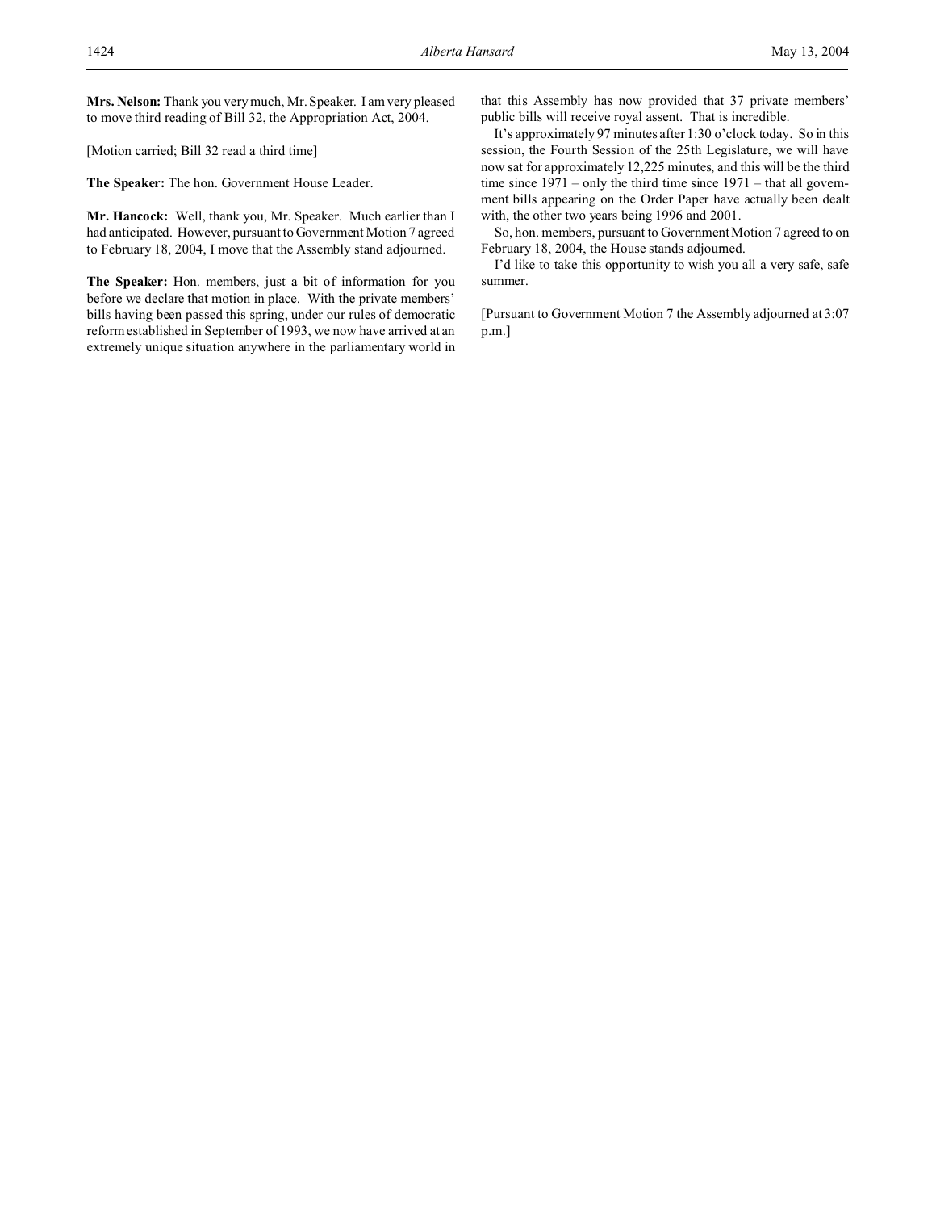**Mrs. Nelson:** Thank you very much, Mr. Speaker. I am very pleased to move third reading of Bill 32, the Appropriation Act, 2004.

[Motion carried; Bill 32 read a third time]

**The Speaker:** The hon. Government House Leader.

**Mr. Hancock:** Well, thank you, Mr. Speaker. Much earlier than I had anticipated. However, pursuant to Government Motion 7 agreed to February 18, 2004, I move that the Assembly stand adjourned.

**The Speaker:** Hon. members, just a bit of information for you before we declare that motion in place. With the private members' bills having been passed this spring, under our rules of democratic reform established in September of 1993, we now have arrived at an extremely unique situation anywhere in the parliamentary world in that this Assembly has now provided that 37 private members' public bills will receive royal assent. That is incredible.

It's approximately 97 minutes after 1:30 o'clock today. So in this session, the Fourth Session of the 25th Legislature, we will have now sat for approximately 12,225 minutes, and this will be the third time since 1971 – only the third time since 1971 – that all government bills appearing on the Order Paper have actually been dealt with, the other two years being 1996 and 2001.

So, hon. members, pursuant to Government Motion 7 agreed to on February 18, 2004, the House stands adjourned.

I'd like to take this opportunity to wish you all a very safe, safe summer.

[Pursuant to Government Motion 7 the Assembly adjourned at 3:07 p.m.]